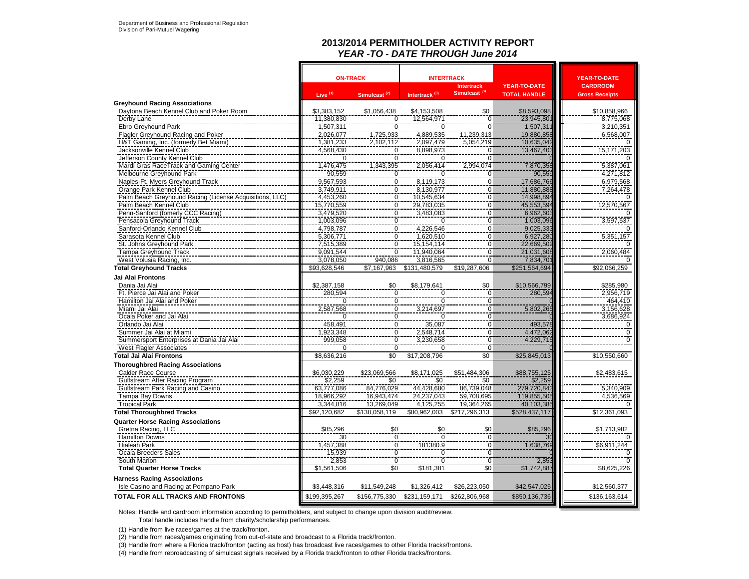Department of Business and Professional Regulation
Division of Pari-Mutuel Wagering

## 2013/2014 PERMITHOLDER ACTIVITY REPORT
### *YEAR -TO - DATE THROUGH June 2014*

| | ON-TRACK | | INTERTRACK | | YEAR-TO-DATE | YEAR-TO-DATE |
|---|---|---|---|---|---|---|
| | Live (1) | Simulcast (2) | Intertrack (3) | Intertrack Simulcast (4) | TOTAL HANDLE | CARDROOM Gross Receipts |
| **Greyhound Racing Associations** | | | | | | |
| Daytona Beach Kennel Club and Poker Room | $3,383,152 | $1,056,438 | $4,153,508 | $0 | $8,593,098 | $10,858,966 |
| Derby Lane | 11,380,830 | 0 | 12,564,971 | 0 | 23,945,801 | 8,775,068 |
| Ebro Greyhound Park | 1,507,311 | 0 | 0 | 0 | 1,507,311 | 3,210,351 |
| Flagler Greyhound Racing and Poker | 2,026,077 | 1,725,933 | 4,889,535 | 11,239,313 | 19,880,858 | 6,568,007 |
| H&T Gaming, Inc. (formerly Bet Miami) | 1,381,233 | 2,102,112 | 2,097,479 | 5,054,219 | 10,635,042 | 0 |
| Jacksonville Kennel Club | 4,568,430 | 0 | 8,898,973 | 0 | 13,467,403 | 15,171,203 |
| Jefferson County Kennel Club | 0 | 0 | 0 | 0 | 0 | 0 |
| Mardi Gras RaceTrack and Gaming Center | 1,476,475 | 1,343,395 | 2,056,414 | 2,994,074 | 7,870,358 | 5,387,061 |
| Melbourne Greyhound Park | 90,559 | 0 | 0 | 0 | 90,559 | 4,271,812 |
| Naples-Ft. Myers Greyhound Track | 9,567,593 | 0 | 8,119,173 | 0 | 17,686,766 | 6,979,568 |
| Orange Park Kennel Club | 3,749,911 | 0 | 8,130,977 | 0 | 11,880,888 | 7,264,478 |
| Palm Beach Greyhound Racing (License Acquisitions, LLC) | 4,453,260 | 0 | 10,545,634 | 0 | 14,998,894 | 0 |
| Palm Beach Kennel Club | 15,770,559 | 0 | 29,783,035 | 0 | 45,553,594 | 12,570,567 |
| Penn-Sanford (fomerly CCC Racing) | 3,479,520 | 0 | 3,483,083 | 0 | 6,962,603 | 0 |
| Pensacola Greyhound Track | 1,003,096 | 0 | 0 | 0 | 1,003,096 | 3,597,537 |
| Sanford-Orlando Kennel Club | 4,798,787 | 0 | 4,226,546 | 0 | 9,025,333 | 0 |
| Sarasota Kennel Club | 5,306,771 | 0 | 1,620,510 | 0 | 6,927,280 | 5,351,157 |
| St. Johns Greyhound Park | 7,515,389 | 0 | 15,154,114 | 0 | 22,669,502 | 0 |
| Tampa Greyhound Track | 9,091,544 | 0 | 11,940,064 | 0 | 21,031,608 | 2,060,484 |
| West Volusia Racing, Inc. | 3,078,050 | 940,086 | 3,816,565 | 0 | 7,834,701 | 0 |
| **Total Greyhound Tracks** | $93,628,546 | $7,167,963 | $131,480,579 | $19,287,606 | $251,564,694 | $92,066,259 |
| **Jai Alai Frontons** | | | | | | |
| Dania Jai Alai | $2,387,158 | $0 | $8,179,641 | $0 | $10,566,799 | $285,980 |
| Ft. Pierce Jai Alai and Poker | 280,594 | 0 | 0 | 0 | 280,594 | 2,956,719 |
| Hamilton Jai Alai and Poker | 0 | 0 | 0 | 0 | 0 | 464,410 |
| Miami Jai Alai | 2,587,568 | 0 | 3,214,697 | 0 | 5,802,265 | 3,156,628 |
| Ocala Poker and Jai Alai | 0 | 0 | 0 | 0 | 0 | 3,686,924 |
| Orlando Jai Alai | 458,491 | 0 | 35,087 | 0 | 493,578 | 0 |
| Summer Jai Alai at Miami | 1,923,348 | 0 | 2,548,714 | 0 | 4,472,062 | 0 |
| Summersport Enterprises at Dania Jai Alai | 999,058 | 0 | 3,230,658 | 0 | 4,229,715 | 0 |
| West Flagler Associates | 0 | 0 | 0 | 0 | 0 | |
| **Total Jai Alai Frontons** | $8,636,216 | $0 | $17,208,796 | $0 | $25,845,013 | $10,550,660 |
| **Thoroughbred Racing Associations** | | | | | | |
| Calder Race Course | $6,030,229 | $23,069,566 | $8,171,025 | $51,484,306 | $88,755,125 | $2,483,615 |
| Gulfstream After Racing Program | $2,259 | $0 | $0 | $0 | $2,259 | |
| Gulfstream Park Racing and Casino | 63,777,086 | 84,776,029 | 44,428,680 | 86,739,048 | 279,720,843 | 5,340,909 |
| Tampa Bay Downs | 18,966,292 | 16,943,474 | 24,237,043 | 59,708,695 | 119,855,505 | 4,536,569 |
| Tropical Park | 3,344,816 | 13,269,049 | 4,125,255 | 19,364,265 | 40,103,385 | 0 |
| **Total Thoroughbred Tracks** | $92,120,682 | $138,058,119 | $80,962,003 | $217,296,313 | $528,437,117 | $12,361,093 |
| **Quarter Horse Racing Associations** | | | | | | |
| Gretna Racing, LLC | $85,296 | $0 | $0 | $0 | $85,296 | $1,713,982 |
| Hamilton Downs | 30 | 0 | 0 | 0 | 30 | 0 |
| Hialeah Park | 1,457,388 | 0 | 181380.9 | 0 | 1,638,769 | $6,911,244 |
| Ocala Breeders Sales | 15,939 | 0 | 0 | 0 | 0 | 0 |
| South Marion | 2,853 | 0 | 0 | 0 | 2,853 | 0 |
| **Total Quarter Horse Tracks** | $1,561,506 | $0 | $181,381 | $0 | $1,742,887 | $8,625,226 |
| **Harness Racing Associations** | | | | | | |
| Isle Casino and Racing at Pompano Park | $3,448,316 | $11,549,248 | $1,326,412 | $26,223,050 | $42,547,025 | $12,560,377 |
| **TOTAL FOR ALL TRACKS AND FRONTONS** | $199,395,267 | $156,775,330 | $231,159,171 | $262,806,968 | $850,136,736 | $136,163,614 |

Notes: Handle and cardroom information according to permitholders, and subject to change upon division audit/review.
Total handle includes handle from charity/scholarship performances.

(1) Handle from live races/games at the track/fronton.

(2) Handle from races/games originating from out-of-state and broadcast to a Florida track/fronton.

(3) Handle from where a Florida track/fronton (acting as host) has broadcast live races/games to other Florida tracks/frontons.

(4) Handle from rebroadcasting of simulcast signals received by a Florida track/fronton to other Florida tracks/frontons.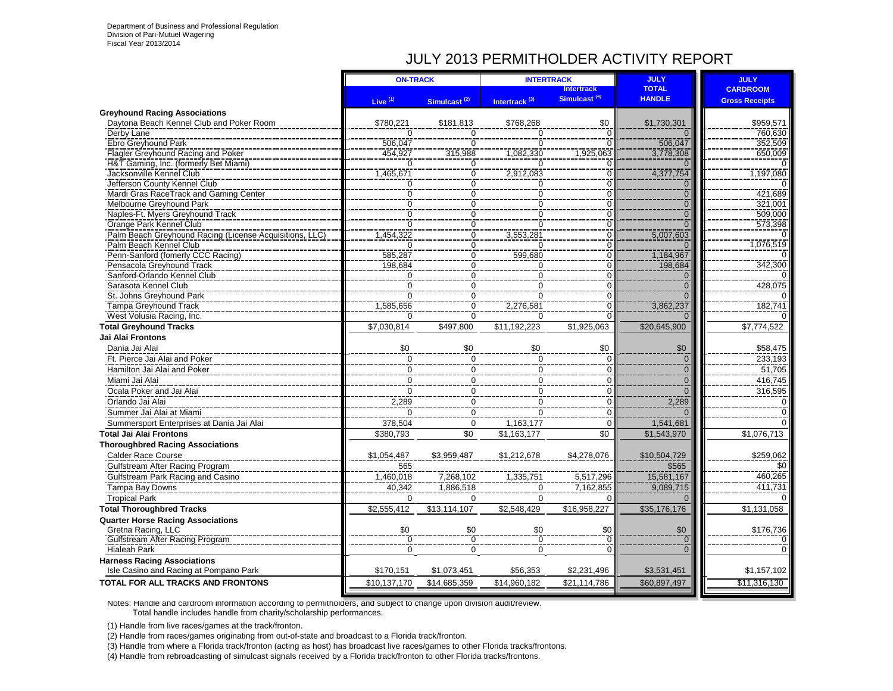Department of Business and Professional Regulation
Division of Pari-Mutuel Wagering
Fiscal Year 2013/2014

# JULY 2013 PERMITHOLDER ACTIVITY REPORT

| | ON-TRACK | | INTERTRACK | | JULY TOTAL HANDLE | JULY CARDROOM Gross Receipts |
|---|---|---|---|---|---|---|
| | Live (1) | Simulcast (2) | Intertrack (3) | Intertrack Simulcast (4) | | |
| **Greyhound Racing Associations** | | | | | | |
| Daytona Beach Kennel Club and Poker Room | $780,221 | $181,813 | $768,268 | $0 | $1,730,301 | $959,571 |
| Derby Lane | 0 | 0 | 0 | 0 | 0 | 760,630 |
| Ebro Greyhound Park | 506,047 | 0 | 0 | 0 | 506,047 | 352,509 |
| Flagler Greyhound Racing and Poker | 454,927 | 315,988 | 1,082,330 | 1,925,063 | 3,778,308 | 650,009 |
| H&T Gaming, Inc. (formerly Bet Miami) | 0 | 0 | 0 | 0 | 0 | 0 |
| Jacksonville Kennel Club | 1,465,671 | 0 | 2,912,083 | 0 | 4,377,754 | 1,197,080 |
| Jefferson County Kennel Club | 0 | 0 | 0 | 0 | 0 | 0 |
| Mardi Gras RaceTrack and Gaming Center | 0 | 0 | 0 | 0 | 0 | 421,689 |
| Melbourne Greyhound Park | 0 | 0 | 0 | 0 | 0 | 321,001 |
| Naples-Ft. Myers Greyhound Track | 0 | 0 | 0 | 0 | 0 | 509,000 |
| Orange Park Kennel Club | 0 | 0 | 0 | 0 | 0 | 573,398 |
| Palm Beach Greyhound Racing (License Acquisitions, LLC) | 1,454,322 | 0 | 3,553,281 | 0 | 5,007,603 | 0 |
| Palm Beach Kennel Club | 0 | 0 | 0 | 0 | 0 | 1,076,519 |
| Penn-Sanford (fomerly CCC Racing) | 585,287 | 0 | 599,680 | 0 | 1,184,967 | 0 |
| Pensacola Greyhound Track | 198,684 | 0 | 0 | 0 | 198,684 | 342,300 |
| Sanford-Orlando Kennel Club | 0 | 0 | 0 | 0 | 0 | 0 |
| Sarasota Kennel Club | 0 | 0 | 0 | 0 | 0 | 428,075 |
| St. Johns Greyhound Park | 0 | 0 | 0 | 0 | 0 | 0 |
| Tampa Greyhound Track | 1,585,656 | 0 | 2,276,581 | 0 | 3,862,237 | 182,741 |
| West Volusia Racing, Inc. | 0 | 0 | 0 | 0 | 0 | 0 |
| **Total Greyhound Tracks** | $7,030,814 | $497,800 | $11,192,223 | $1,925,063 | $20,645,900 | $7,774,522 |
| **Jai Alai Frontons** | | | | | | |
| Dania Jai Alai | $0 | $0 | $0 | $0 | $0 | $58,475 |
| Ft. Pierce Jai Alai and Poker | 0 | 0 | 0 | 0 | 0 | 233,193 |
| Hamilton Jai Alai and Poker | 0 | 0 | 0 | 0 | 0 | 51,705 |
| Miami Jai Alai | 0 | 0 | 0 | 0 | 0 | 416,745 |
| Ocala Poker and Jai Alai | 0 | 0 | 0 | 0 | 0 | 316,595 |
| Orlando Jai Alai | 2,289 | 0 | 0 | 0 | 2,289 | 0 |
| Summer Jai Alai at Miami | 0 | 0 | 0 | 0 | 0 | 0 |
| Summersport Enterprises at Dania Jai Alai | 378,504 | 0 | 1,163,177 | 0 | 1,541,681 | 0 |
| **Total Jai Alai Frontons** | $380,793 | $0 | $1,163,177 | $0 | $1,543,970 | $1,076,713 |
| **Thoroughbred Racing Associations** | | | | | | |
| Calder Race Course | $1,054,487 | $3,959,487 | $1,212,678 | $4,278,076 | $10,504,729 | $259,062 |
| Gulfstream After Racing Program | 565 | | | | $565 | $0 |
| Gulfstream Park Racing and Casino | 1,460,018 | 7,268,102 | 1,335,751 | 5,517,296 | 15,581,167 | 460,265 |
| Tampa Bay Downs | 40,342 | 1,886,518 | 0 | 7,162,855 | 9,089,715 | 411,731 |
| Tropical Park | 0 | 0 | 0 | 0 | 0 | 0 |
| **Total Thoroughbred Tracks** | $2,555,412 | $13,114,107 | $2,548,429 | $16,958,227 | $35,176,176 | $1,131,058 |
| **Quarter Horse Racing Associations** | | | | | | |
| Gretna Racing, LLC | $0 | $0 | $0 | $0 | $0 | $176,736 |
| Gulfstream After Racing Program | 0 | 0 | 0 | 0 | 0 | 0 |
| Hialeah Park | 0 | 0 | 0 | 0 | 0 | 0 |
| **Harness Racing Associations** | | | | | | |
| Isle Casino and Racing at Pompano Park | $170,151 | $1,073,451 | $56,353 | $2,231,496 | $3,531,451 | $1,157,102 |
| **TOTAL FOR ALL TRACKS AND FRONTONS** | $10,137,170 | $14,685,359 | $14,960,182 | $21,114,786 | $60,897,497 | $11,316,130 |

Notes: Handle and cardroom information according to permitholders, and subject to change upon division audit/review.
Total handle includes handle from charity/scholarship performances.

(1) Handle from live races/games at the track/fronton.

(2) Handle from races/games originating from out-of-state and broadcast to a Florida track/fronton.

(3) Handle from where a Florida track/fronton (acting as host) has broadcast live races/games to other Florida tracks/frontons.

(4) Handle from rebroadcasting of simulcast signals received by a Florida track/fronton to other Florida tracks/frontons.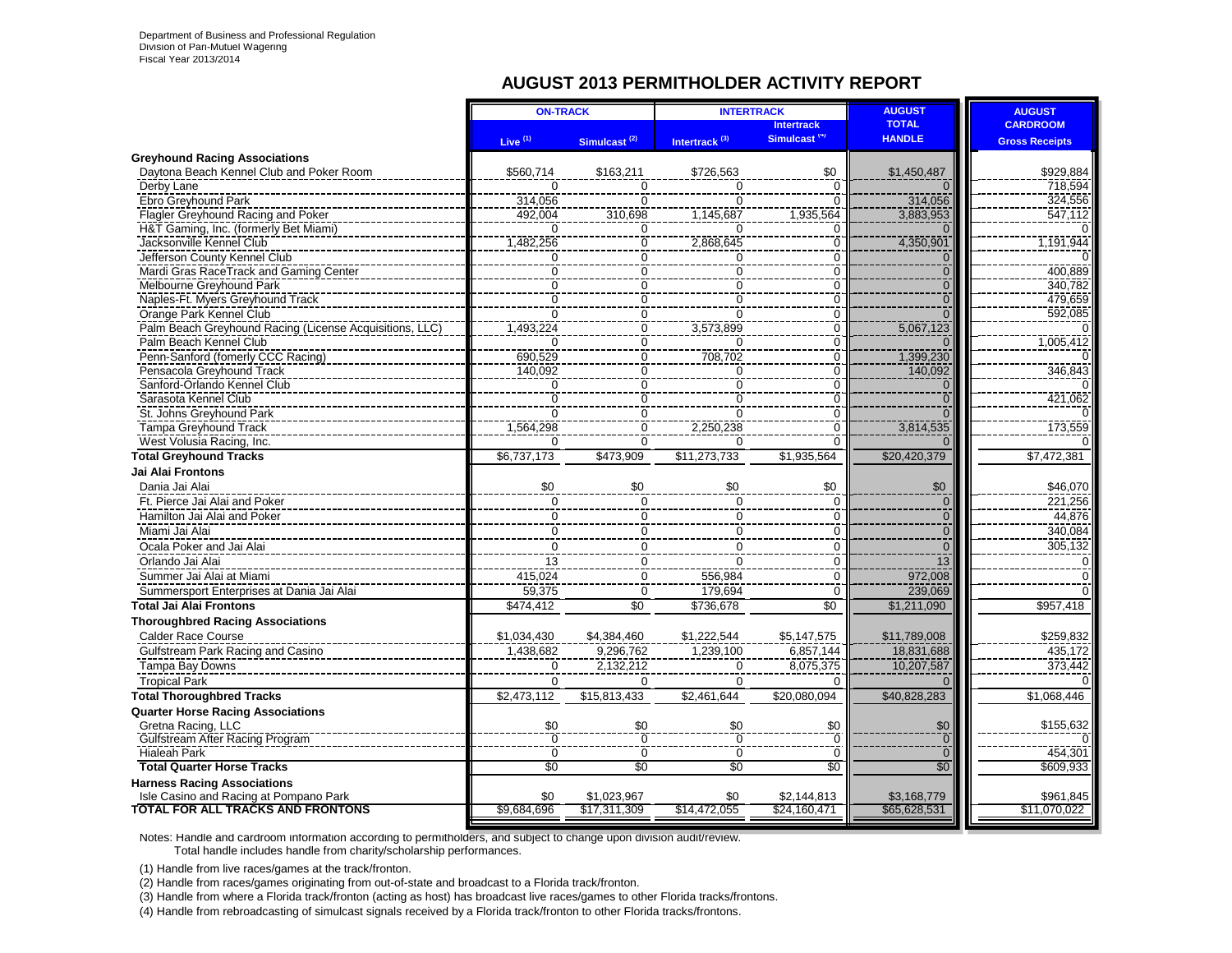Department of Business and Professional Regulation
Division of Pari-Mutuel Wagering
Fiscal Year 2013/2014

## AUGUST 2013 PERMITHOLDER ACTIVITY REPORT

| | ON-TRACK | | INTERTRACK | | AUGUST TOTAL HANDLE | AUGUST CARDROOM |
|---|---|---|---|---|---|---|
| | Live (1) | Simulcast (2) | Intertrack (3) | Intertrack Simulcast (4) | | Gross Receipts |
| **Greyhound Racing Associations** | | | | | | |
| Daytona Beach Kennel Club and Poker Room | $560,714 | $163,211 | $726,563 | $0 | $1,450,487 | $929,884 |
| Derby Lane | 0 | 0 | 0 | 0 | 0 | 718,594 |
| Ebro Greyhound Park | 314,056 | 0 | 0 | 0 | 314,056 | 324,556 |
| Flagler Greyhound Racing and Poker | 492,004 | 310,698 | 1,145,687 | 1,935,564 | 3,883,953 | 547,112 |
| H&T Gaming, Inc. (formerly Bet Miami) | 0 | 0 | 0 | 0 | 0 | 0 |
| Jacksonville Kennel Club | 1,482,256 | 0 | 2,868,645 | 0 | 4,350,901 | 1,191,944 |
| Jefferson County Kennel Club | 0 | 0 | 0 | 0 | 0 | 0 |
| Mardi Gras RaceTrack and Gaming Center | 0 | 0 | 0 | 0 | 0 | 400,889 |
| Melbourne Greyhound Park | 0 | 0 | 0 | 0 | 0 | 340,782 |
| Naples-Ft. Myers Greyhound Track | 0 | 0 | 0 | 0 | 0 | 479,659 |
| Orange Park Kennel Club | 0 | 0 | 0 | 0 | 0 | 592,085 |
| Palm Beach Greyhound Racing (License Acquisitions, LLC) | 1,493,224 | 0 | 3,573,899 | 0 | 5,067,123 | 0 |
| Palm Beach Kennel Club | 0 | 0 | 0 | 0 | 0 | 1,005,412 |
| Penn-Sanford (fomerly CCC Racing) | 690,529 | 0 | 708,702 | 0 | 1,399,230 | 0 |
| Pensacola Greyhound Track | 140,092 | 0 | 0 | 0 | 140,092 | 346,843 |
| Sanford-Orlando Kennel Club | 0 | 0 | 0 | 0 | 0 | 0 |
| Sarasota Kennel Club | 0 | 0 | 0 | 0 | 0 | 421,062 |
| St. Johns Greyhound Park | 0 | 0 | 0 | 0 | 0 | 0 |
| Tampa Greyhound Track | 1,564,298 | 0 | 2,250,238 | 0 | 3,814,535 | 173,559 |
| West Volusia Racing, Inc. | 0 | 0 | 0 | 0 | 0 | 0 |
| **Total Greyhound Tracks** | $6,737,173 | $473,909 | $11,273,733 | $1,935,564 | $20,420,379 | $7,472,381 |
| **Jai Alai Frontons** | | | | | | |
| Dania Jai Alai | $0 | $0 | $0 | $0 | $0 | $46,070 |
| Ft. Pierce Jai Alai and Poker | 0 | 0 | 0 | 0 | 0 | 221,256 |
| Hamilton Jai Alai and Poker | 0 | 0 | 0 | 0 | 0 | 44,876 |
| Miami Jai Alai | 0 | 0 | 0 | 0 | 0 | 340,084 |
| Ocala Poker and Jai Alai | 0 | 0 | 0 | 0 | 0 | 305,132 |
| Orlando Jai Alai | 13 | 0 | 0 | 0 | 13 | 0 |
| Summer Jai Alai at Miami | 415,024 | 0 | 556,984 | 0 | 972,008 | 0 |
| Summersport Enterprises at Dania Jai Alai | 59,375 | 0 | 179,694 | 0 | 239,069 | 0 |
| **Total Jai Alai Frontons** | $474,412 | $0 | $736,678 | $0 | $1,211,090 | $957,418 |
| **Thoroughbred Racing Associations** | | | | | | |
| Calder Race Course | $1,034,430 | $4,384,460 | $1,222,544 | $5,147,575 | $11,789,008 | $259,832 |
| Gulfstream Park Racing and Casino | 1,438,682 | 9,296,762 | 1,239,100 | 6,857,144 | 18,831,688 | 435,172 |
| Tampa Bay Downs | 0 | 2,132,212 | 0 | 8,075,375 | 10,207,587 | 373,442 |
| Tropical Park | 0 | 0 | 0 | 0 | 0 | 0 |
| **Total Thoroughbred Tracks** | $2,473,112 | $15,813,433 | $2,461,644 | $20,080,094 | $40,828,283 | $1,068,446 |
| **Quarter Horse Racing Associations** | | | | | | |
| Gretna Racing, LLC | $0 | $0 | $0 | $0 | $0 | $155,632 |
| Gulfstream After Racing Program | 0 | 0 | 0 | 0 | 0 | 0 |
| Hialeah Park | 0 | 0 | 0 | 0 | 0 | 454,301 |
| **Total Quarter Horse Tracks** | $0 | $0 | $0 | $0 | $0 | $609,933 |
| **Harness Racing Associations** | | | | | | |
| Isle Casino and Racing at Pompano Park | $0 | $1,023,967 | $0 | $2,144,813 | $3,168,779 | $961,845 |
| **TOTAL FOR ALL TRACKS AND FRONTONS** | $9,684,696 | $17,311,309 | $14,472,055 | $24,160,471 | $65,628,531 | $11,070,022 |

Notes: Handle and cardroom information according to permitholders, and subject to change upon division audit/review.
Total handle includes handle from charity/scholarship performances.

(1) Handle from live races/games at the track/fronton.

(2) Handle from races/games originating from out-of-state and broadcast to a Florida track/fronton.

(3) Handle from where a Florida track/fronton (acting as host) has broadcast live races/games to other Florida tracks/frontons.

(4) Handle from rebroadcasting of simulcast signals received by a Florida track/fronton to other Florida tracks/frontons.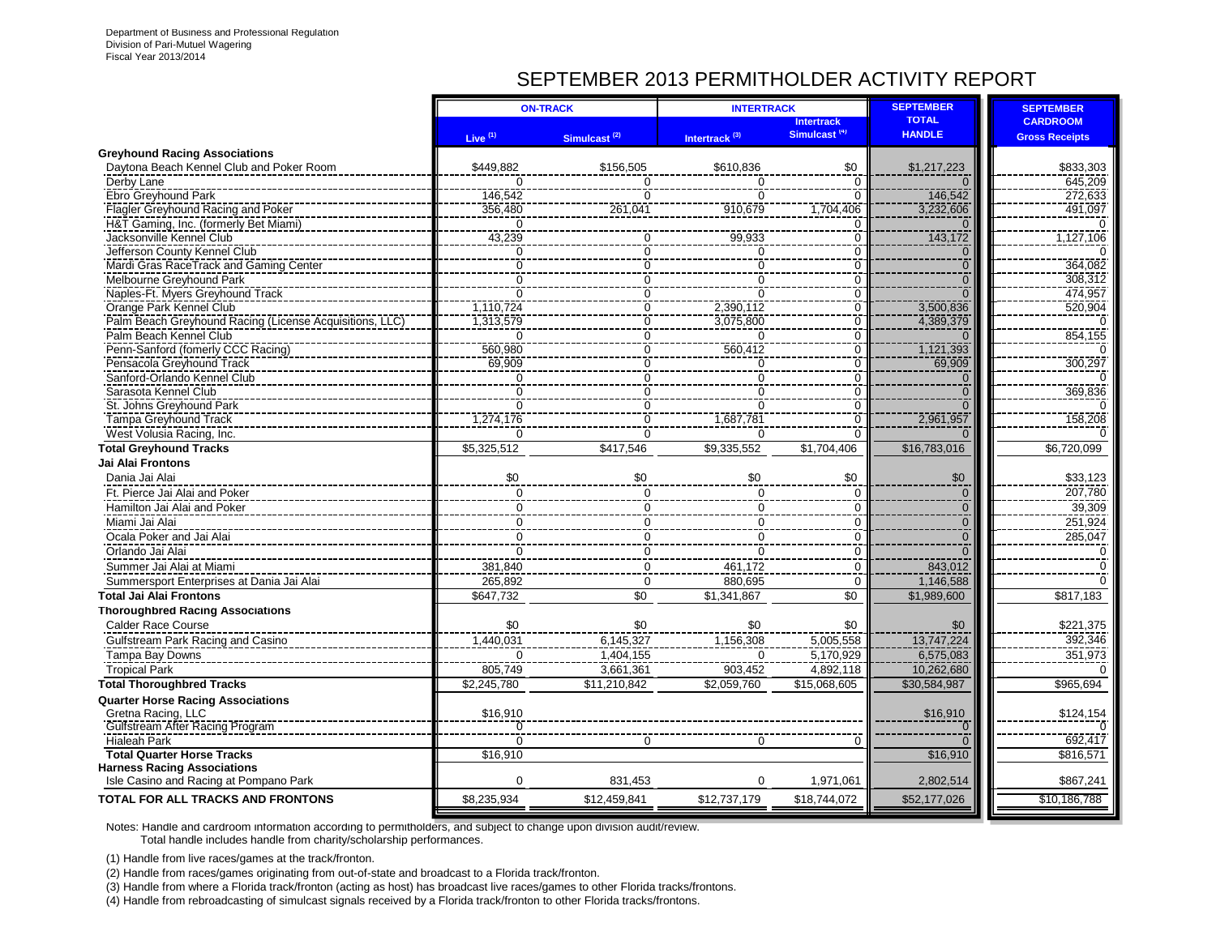Department of Business and Professional Regulation
Division of Pari-Mutuel Wagering
Fiscal Year 2013/2014

# SEPTEMBER 2013 PERMITHOLDER ACTIVITY REPORT

| | ON-TRACK | | INTERTRACK | | SEPTEMBER TOTAL HANDLE | SEPTEMBER CARDROOM Gross Receipts |
|---|---|---|---|---|---|---|
| | Live [1] | Simulcast [2] | Intertrack [3] | Intertrack Simulcast [4] | | |
| **Greyhound Racing Associations** | | | | | | |
| Daytona Beach Kennel Club and Poker Room | $449,882 | $156,505 | $610,836 | $0 | $1,217,223 | $833,303 |
| Derby Lane | 0 | 0 | 0 | 0 | 0 | 645,209 |
| Ebro Greyhound Park | 146,542 | 0 | 0 | 0 | 146,542 | 272,633 |
| Flagler Greyhound Racing and Poker | 356,480 | 261,041 | 910,679 | 1,704,406 | 3,232,606 | 491,097 |
| H&T Gaming, Inc. (formerly Bet Miami) | 0 | | | 0 | 0 | 0 |
| Jacksonville Kennel Club | 43,239 | 0 | 99,933 | 0 | 143,172 | 1,127,106 |
| Jefferson County Kennel Club | 0 | 0 | 0 | 0 | 0 | 0 |
| Mardi Gras RaceTrack and Gaming Center | 0 | 0 | 0 | 0 | 0 | 364,082 |
| Melbourne Greyhound Park | 0 | 0 | 0 | 0 | 0 | 308,312 |
| Naples-Ft. Myers Greyhound Track | 0 | 0 | 0 | 0 | 0 | 474,957 |
| Orange Park Kennel Club | 1,110,724 | 0 | 2,390,112 | 0 | 3,500,836 | 520,904 |
| Palm Beach Greyhound Racing (License Acquisitions, LLC) | 1,313,579 | 0 | 3,075,800 | 0 | 4,389,379 | 0 |
| Palm Beach Kennel Club | 0 | 0 | 0 | 0 | 0 | 854,155 |
| Penn-Sanford (fomerly CCC Racing) | 560,980 | 0 | 560,412 | 0 | 1,121,393 | 0 |
| Pensacola Greyhound Track | 69,909 | 0 | 0 | 0 | 69,909 | 300,297 |
| Sanford-Orlando Kennel Club | 0 | 0 | 0 | 0 | 0 | 0 |
| Sarasota Kennel Club | 0 | 0 | 0 | 0 | 0 | 369,836 |
| St. Johns Greyhound Park | 0 | 0 | 0 | 0 | 0 | 0 |
| Tampa Greyhound Track | 1,274,176 | 0 | 1,687,781 | 0 | 2,961,957 | 158,208 |
| West Volusia Racing, Inc. | 0 | 0 | 0 | 0 | 0 | 0 |
| **Total Greyhound Tracks** | $5,325,512 | $417,546 | $9,335,552 | $1,704,406 | $16,783,016 | $6,720,099 |
| **Jai Alai Frontons** | | | | | | |
| Dania Jai Alai | $0 | $0 | $0 | $0 | $0 | $33,123 |
| Ft. Pierce Jai Alai and Poker | 0 | 0 | 0 | 0 | 0 | 207,780 |
| Hamilton Jai Alai and Poker | 0 | 0 | 0 | 0 | 0 | 39,309 |
| Miami Jai Alai | 0 | 0 | 0 | 0 | 0 | 251,924 |
| Ocala Poker and Jai Alai | 0 | 0 | 0 | 0 | 0 | 285,047 |
| Orlando Jai Alai | 0 | 0 | 0 | 0 | 0 | 0 |
| Summer Jai Alai at Miami | 381,840 | 0 | 461,172 | 0 | 843,012 | 0 |
| Summersport Enterprises at Dania Jai Alai | 265,892 | 0 | 880,695 | 0 | 1,146,588 | 0 |
| **Total Jai Alai Frontons** | $647,732 | $0 | $1,341,867 | $0 | $1,989,600 | $817,183 |
| **Thoroughbred Racing Associations** | | | | | | |
| Calder Race Course | $0 | $0 | $0 | $0 | $0 | $221,375 |
| Gulfstream Park Racing and Casino | 1,440,031 | 6,145,327 | 1,156,308 | 5,005,558 | 13,747,224 | 392,346 |
| Tampa Bay Downs | 0 | 1,404,155 | 0 | 5,170,929 | 6,575,083 | 351,973 |
| Tropical Park | 805,749 | 3,661,361 | 903,452 | 4,892,118 | 10,262,680 | 0 |
| **Total Thoroughbred Tracks** | $2,245,780 | $11,210,842 | $2,059,760 | $15,068,605 | $30,584,987 | $965,694 |
| **Quarter Horse Racing Associations** | | | | | | |
| Gretna Racing, LLC | $16,910 | | | | $16,910 | $124,154 |
| Gulfstream After Racing Program | 0 | | | | 0 | 0 |
| Hialeah Park | 0 | 0 | 0 | 0 | 0 | 692,417 |
| **Total Quarter Horse Tracks** | $16,910 | | | | $16,910 | $816,571 |
| **Harness Racing Associations** | | | | | | |
| Isle Casino and Racing at Pompano Park | 0 | 831,453 | 0 | 1,971,061 | 2,802,514 | $867,241 |
| **TOTAL FOR ALL TRACKS AND FRONTONS** | $8,235,934 | $12,459,841 | $12,737,179 | $18,744,072 | $52,177,026 | $10,186,788 |

Notes: Handle and cardroom information according to permitholders, and subject to change upon division audit/review.
Total handle includes handle from charity/scholarship performances.

(1) Handle from live races/games at the track/fronton.

(2) Handle from races/games originating from out-of-state and broadcast to a Florida track/fronton.

(3) Handle from where a Florida track/fronton (acting as host) has broadcast live races/games to other Florida tracks/frontons.

(4) Handle from rebroadcasting of simulcast signals received by a Florida track/fronton to other Florida tracks/frontons.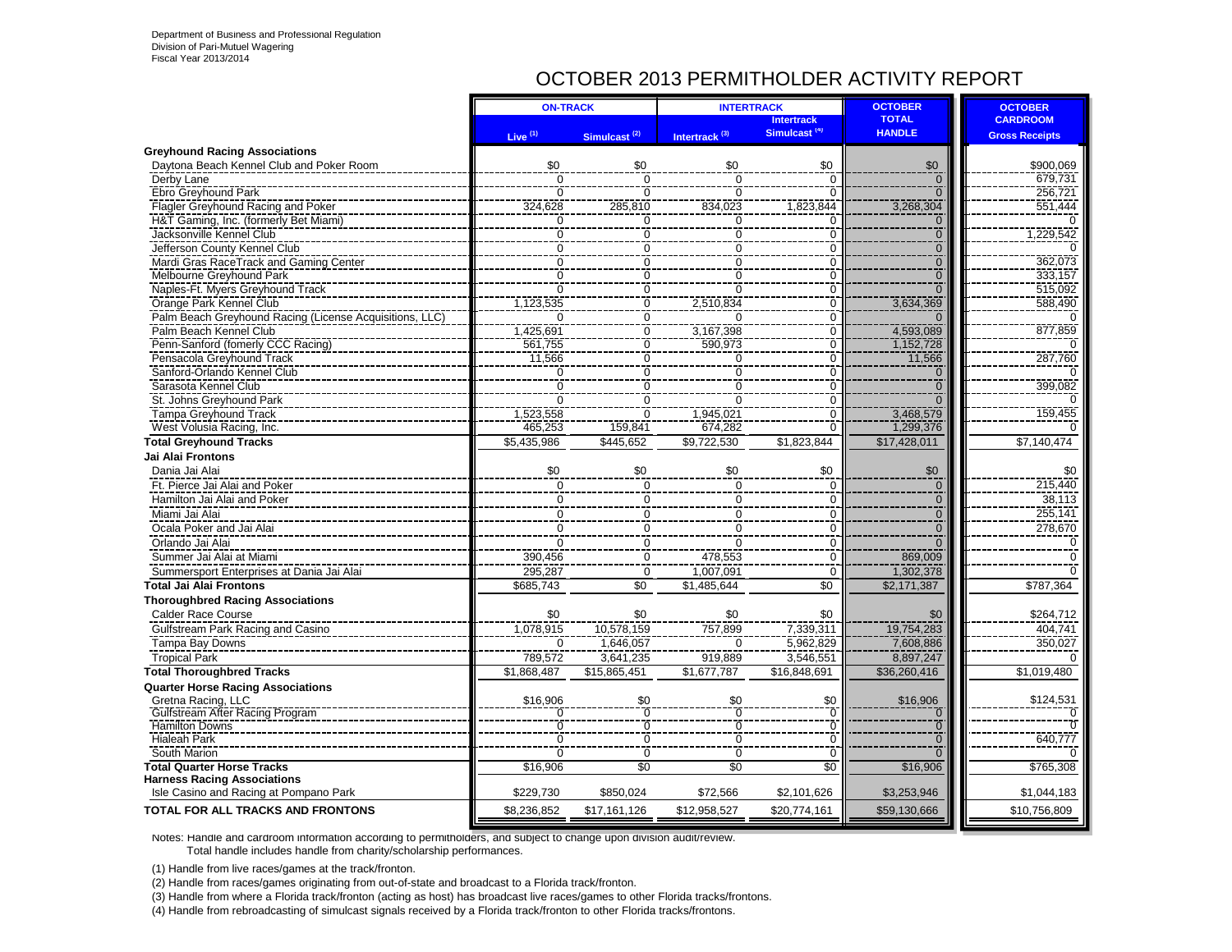Department of Business and Professional Regulation
Division of Pari-Mutuel Wagering
Fiscal Year 2013/2014

# OCTOBER 2013 PERMITHOLDER ACTIVITY REPORT

| | ON-TRACK | | INTERTRACK | | OCTOBER TOTAL HANDLE | OCTOBER CARDROOM Gross Receipts |
|---|---|---|---|---|---|---|
| | Live (1) | Simulcast (2) | Intertrack (3) | Intertrack Simulcast (4) | | |
| **Greyhound Racing Associations** | | | | | | |
| Daytona Beach Kennel Club and Poker Room | $0 | $0 | $0 | $0 | $0 | $900,069 |
| Derby Lane | 0 | 0 | 0 | 0 | 0 | 679,731 |
| Ebro Greyhound Park | 0 | 0 | 0 | 0 | 0 | 256,721 |
| Flagler Greyhound Racing and Poker | 324,628 | 285,810 | 834,023 | 1,823,844 | 3,268,304 | 551,444 |
| H&T Gaming, Inc. (formerly Bet Miami) | 0 | 0 | 0 | 0 | 0 | 0 |
| Jacksonville Kennel Club | 0 | 0 | 0 | 0 | 0 | 1,229,542 |
| Jefferson County Kennel Club | 0 | 0 | 0 | 0 | 0 | 0 |
| Mardi Gras RaceTrack and Gaming Center | 0 | 0 | 0 | 0 | 0 | 362,073 |
| Melbourne Greyhound Park | 0 | 0 | 0 | 0 | 0 | 333,157 |
| Naples-Ft. Myers Greyhound Track | 0 | 0 | 0 | 0 | 0 | 515,092 |
| Orange Park Kennel Club | 1,123,535 | 0 | 2,510,834 | 0 | 3,634,369 | 588,490 |
| Palm Beach Greyhound Racing (License Acquisitions, LLC) | 0 | 0 | 0 | 0 | 0 | 0 |
| Palm Beach Kennel Club | 1,425,691 | 0 | 3,167,398 | 0 | 4,593,089 | 877,859 |
| Penn-Sanford (fomerly CCC Racing) | 561,755 | 0 | 590,973 | 0 | 1,152,728 | 0 |
| Pensacola Greyhound Track | 11,566 | 0 | 0 | 0 | 11,566 | 287,760 |
| Sanford-Orlando Kennel Club | 0 | 0 | 0 | 0 | 0 | 0 |
| Sarasota Kennel Club | 0 | 0 | 0 | 0 | 0 | 399,082 |
| St. Johns Greyhound Park | 0 | 0 | 0 | 0 | 0 | 0 |
| Tampa Greyhound Track | 1,523,558 | 0 | 1,945,021 | 0 | 3,468,579 | 159,455 |
| West Volusia Racing, Inc. | 465,253 | 159,841 | 674,282 | 0 | 1,299,376 | 0 |
| **Total Greyhound Tracks** | $5,435,986 | $445,652 | $9,722,530 | $1,823,844 | $17,428,011 | $7,140,474 |
| **Jai Alai Frontons** | | | | | | |
| Dania Jai Alai | $0 | $0 | $0 | $0 | $0 | $0 |
| Ft. Pierce Jai Alai and Poker | 0 | 0 | 0 | 0 | 0 | 215,440 |
| Hamilton Jai Alai and Poker | 0 | 0 | 0 | 0 | 0 | 38,113 |
| Miami Jai Alai | 0 | 0 | 0 | 0 | 0 | 255,141 |
| Ocala Poker and Jai Alai | 0 | 0 | 0 | 0 | 0 | 278,670 |
| Orlando Jai Alai | 0 | 0 | 0 | 0 | 0 | 0 |
| Summer Jai Alai at Miami | 390,456 | 0 | 478,553 | 0 | 869,009 | 0 |
| Summersport Enterprises at Dania Jai Alai | 295,287 | 0 | 1,007,091 | 0 | 1,302,378 | 0 |
| **Total Jai Alai Frontons** | $685,743 | $0 | $1,485,644 | $0 | $2,171,387 | $787,364 |
| **Thoroughbred Racing Associations** | | | | | | |
| Calder Race Course | $0 | $0 | $0 | $0 | $0 | $264,712 |
| Gulfstream Park Racing and Casino | 1,078,915 | 10,578,159 | 757,899 | 7,339,311 | 19,754,283 | 404,741 |
| Tampa Bay Downs | 0 | 1,646,057 | 0 | 5,962,829 | 7,608,886 | 350,027 |
| Tropical Park | 789,572 | 3,641,235 | 919,889 | 3,546,551 | 8,897,247 | 0 |
| **Total Thoroughbred Tracks** | $1,868,487 | $15,865,451 | $1,677,787 | $16,848,691 | $36,260,416 | $1,019,480 |
| **Quarter Horse Racing Associations** | | | | | | |
| Gretna Racing, LLC | $16,906 | $0 | $0 | $0 | $16,906 | $124,531 |
| Gulfstream After Racing Program | 0 | 0 | 0 | 0 | 0 | 0 |
| Hamilton Downs | 0 | 0 | 0 | 0 | 0 | 0 |
| Hialeah Park | 0 | 0 | 0 | 0 | 0 | 640,777 |
| South Marion | 0 | 0 | 0 | 0 | 0 | 0 |
| **Total Quarter Horse Tracks** | $16,906 | $0 | $0 | $0 | $16,906 | $765,308 |
| **Harness Racing Associations** | | | | | | |
| Isle Casino and Racing at Pompano Park | $229,730 | $850,024 | $72,566 | $2,101,626 | $3,253,946 | $1,044,183 |
| **TOTAL FOR ALL TRACKS AND FRONTONS** | $8,236,852 | $17,161,126 | $12,958,527 | $20,774,161 | $59,130,666 | $10,756,809 |

Notes: Handle and cardroom information according to permitholders, and subject to change upon division audit/review.
Total handle includes handle from charity/scholarship performances.

(1) Handle from live races/games at the track/fronton.

(2) Handle from races/games originating from out-of-state and broadcast to a Florida track/fronton.

(3) Handle from where a Florida track/fronton (acting as host) has broadcast live races/games to other Florida tracks/frontons.

(4) Handle from rebroadcasting of simulcast signals received by a Florida track/fronton to other Florida tracks/frontons.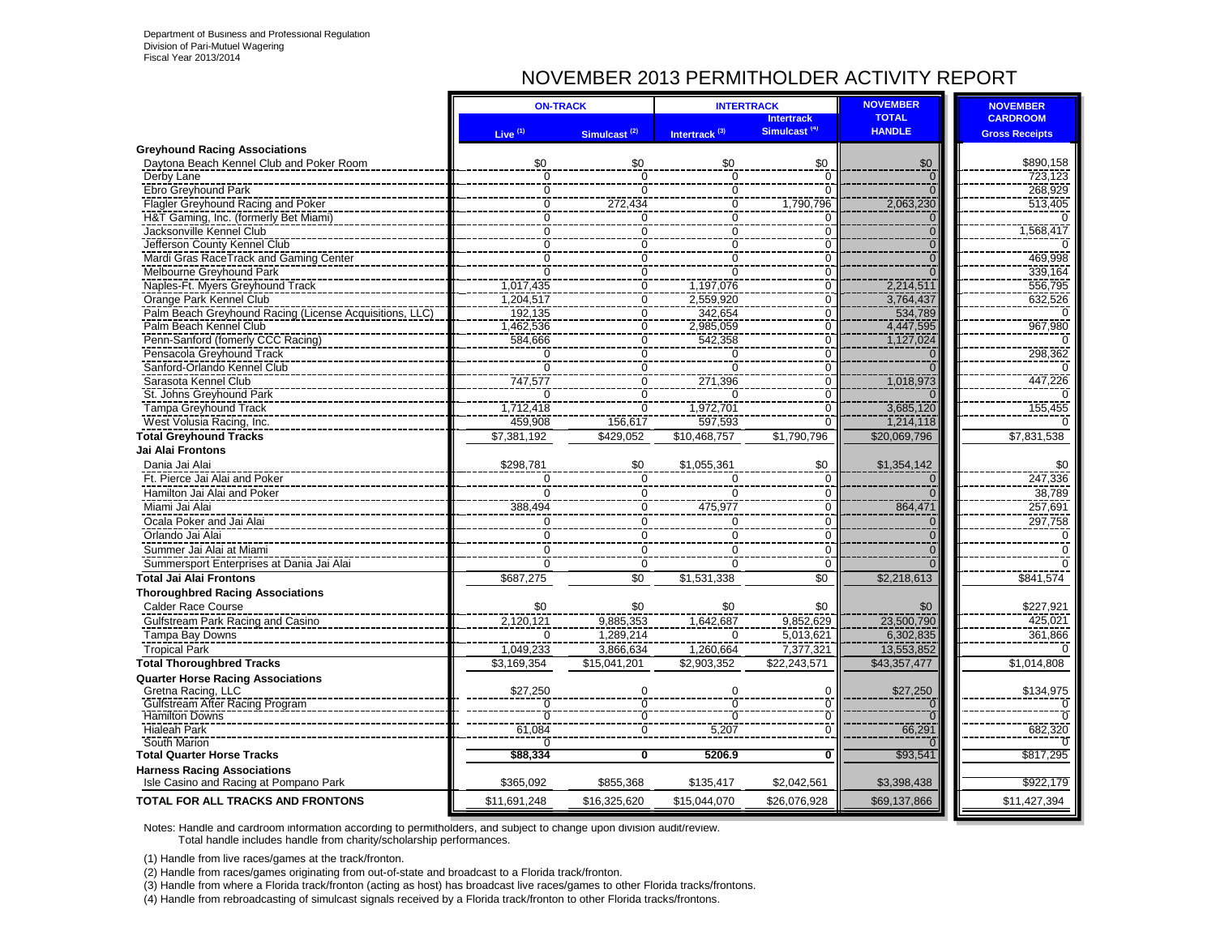Department of Business and Professional Regulation
Division of Pari-Mutuel Wagering
Fiscal Year 2013/2014

# NOVEMBER 2013 PERMITHOLDER ACTIVITY REPORT

| | ON-TRACK | | INTERTRACK | | NOVEMBER | NOVEMBER |
|---|---|---|---|---|---|---|
| | Live (1) | Simulcast (2) | Intertrack (3) | Intertrack Simulcast (4) | TOTAL HANDLE | CARDROOM Gross Receipts |
| **Greyhound Racing Associations** | | | | | | |
| Daytona Beach Kennel Club and Poker Room | $0 | $0 | $0 | $0 | $0 | $890,158 |
| Derby Lane | 0 | 0 | 0 | 0 | 0 | 723,123 |
| Ebro Greyhound Park | 0 | 0 | 0 | 0 | 0 | 268,929 |
| Flagler Greyhound Racing and Poker | 0 | 272,434 | 0 | 1,790,796 | 2,063,230 | 513,405 |
| H&T Gaming, Inc. (formerly Bet Miami) | 0 | 0 | 0 | 0 | 0 | 0 |
| Jacksonville Kennel Club | 0 | 0 | 0 | 0 | 0 | 1,568,417 |
| Jefferson County Kennel Club | 0 | 0 | 0 | 0 | 0 | 0 |
| Mardi Gras RaceTrack and Gaming Center | 0 | 0 | 0 | 0 | 0 | 469,998 |
| Melbourne Greyhound Park | 0 | 0 | 0 | 0 | 0 | 339,164 |
| Naples-Ft. Myers Greyhound Track | 1,017,435 | 0 | 1,197,076 | 0 | 2,214,511 | 556,795 |
| Orange Park Kennel Club | 1,204,517 | 0 | 2,559,920 | 0 | 3,764,437 | 632,526 |
| Palm Beach Greyhound Racing (License Acquisitions, LLC) | 192,135 | 0 | 342,654 | 0 | 534,789 | 0 |
| Palm Beach Kennel Club | 1,462,536 | 0 | 2,985,059 | 0 | 4,447,595 | 967,980 |
| Penn-Sanford (fomerly CCC Racing) | 584,666 | 0 | 542,358 | 0 | 1,127,024 | 0 |
| Pensacola Greyhound Track | 0 | 0 | 0 | 0 | 0 | 298,362 |
| Sanford-Orlando Kennel Club | 0 | 0 | 0 | 0 | 0 | 0 |
| Sarasota Kennel Club | 747,577 | 0 | 271,396 | 0 | 1,018,973 | 447,226 |
| St. Johns Greyhound Park | 0 | 0 | 0 | 0 | 0 | 0 |
| Tampa Greyhound Track | 1,712,418 | 0 | 1,972,701 | 0 | 3,685,120 | 155,455 |
| West Volusia Racing, Inc. | 459,908 | 156,617 | 597,593 | 0 | 1,214,118 | 0 |
| **Total Greyhound Tracks** | $7,381,192 | $429,052 | $10,468,757 | $1,790,796 | $20,069,796 | $7,831,538 |
| **Jai Alai Frontons** | | | | | | |
| Dania Jai Alai | $298,781 | $0 | $1,055,361 | $0 | $1,354,142 | $0 |
| Ft. Pierce Jai Alai and Poker | 0 | 0 | 0 | 0 | 0 | 247,336 |
| Hamilton Jai Alai and Poker | 0 | 0 | 0 | 0 | 0 | 38,789 |
| Miami Jai Alai | 388,494 | 0 | 475,977 | 0 | 864,471 | 257,691 |
| Ocala Poker and Jai Alai | 0 | 0 | 0 | 0 | 0 | 297,758 |
| Orlando Jai Alai | 0 | 0 | 0 | 0 | 0 | 0 |
| Summer Jai Alai at Miami | 0 | 0 | 0 | 0 | 0 | 0 |
| Summersport Enterprises at Dania Jai Alai | 0 | 0 | 0 | 0 | 0 | 0 |
| **Total Jai Alai Frontons** | $687,275 | $0 | $1,531,338 | $0 | $2,218,613 | $841,574 |
| **Thoroughbred Racing Associations** | | | | | | |
| Calder Race Course | $0 | $0 | $0 | $0 | $0 | $227,921 |
| Gulfstream Park Racing and Casino | 2,120,121 | 9,885,353 | 1,642,687 | 9,852,629 | 23,500,790 | 425,021 |
| Tampa Bay Downs | 0 | 1,289,214 | 0 | 5,013,621 | 6,302,835 | 361,866 |
| Tropical Park | 1,049,233 | 3,866,634 | 1,260,664 | 7,377,321 | 13,553,852 | 0 |
| **Total Thoroughbred Tracks** | $3,169,354 | $15,041,201 | $2,903,352 | $22,243,571 | $43,357,477 | $1,014,808 |
| **Quarter Horse Racing Associations** | | | | | | |
| Gretna Racing, LLC | $27,250 | 0 | 0 | 0 | $27,250 | $134,975 |
| Gulfstream After Racing Program | 0 | 0 | 0 | 0 | 0 | 0 |
| Hamilton Downs | 0 | 0 | 0 | 0 | 0 | 0 |
| Hialeah Park | 61,084 | 0 | 5,207 | 0 | 66,291 | 682,320 |
| South Marion | 0 | | | | 0 | 0 |
| **Total Quarter Horse Tracks** | **$88,334** | **0** | **5206.9** | **0** | $93,541 | $817,295 |
| **Harness Racing Associations** | | | | | | |
| Isle Casino and Racing at Pompano Park | $365,092 | $855,368 | $135,417 | $2,042,561 | $3,398,438 | $922,179 |
| **TOTAL FOR ALL TRACKS AND FRONTONS** | $11,691,248 | $16,325,620 | $15,044,070 | $26,076,928 | $69,137,866 | $11,427,394 |

Notes: Handle and cardroom information according to permitholders, and subject to change upon division audit/review.
Total handle includes handle from charity/scholarship performances.

(1) Handle from live races/games at the track/fronton.

(2) Handle from races/games originating from out-of-state and broadcast to a Florida track/fronton.

(3) Handle from where a Florida track/fronton (acting as host) has broadcast live races/games to other Florida tracks/frontons.

(4) Handle from rebroadcasting of simulcast signals received by a Florida track/fronton to other Florida tracks/frontons.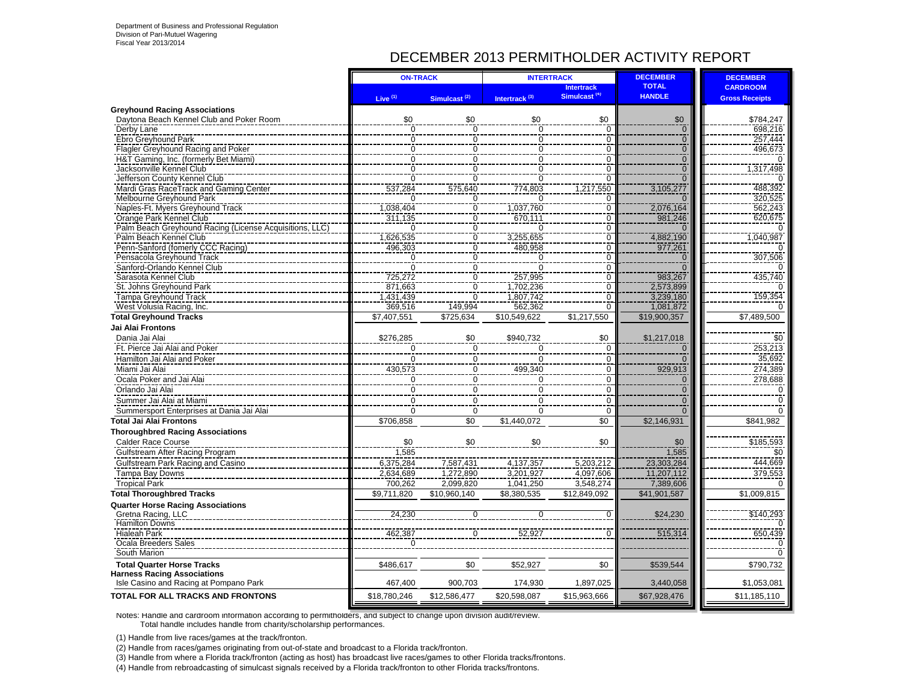Department of Business and Professional Regulation
Division of Pari-Mutuel Wagering
Fiscal Year 2013/2014

# DECEMBER 2013 PERMITHOLDER ACTIVITY REPORT

| | ON-TRACK | | INTERTRACK | | DECEMBER TOTAL HANDLE | DECEMBER CARDROOM Gross Receipts |
|---|---|---|---|---|---|---|
| | Live (1) | Simulcast (2) | Intertrack (3) | Intertrack Simulcast (4) | | |
| **Greyhound Racing Associations** | | | | | | |
| Daytona Beach Kennel Club and Poker Room | $0 | $0 | $0 | $0 | $0 | $784,247 |
| Derby Lane | 0 | 0 | 0 | 0 | 0 | 698,216 |
| Ebro Greyhound Park | 0 | 0 | 0 | 0 | 0 | 257,444 |
| Flagler Greyhound Racing and Poker | 0 | 0 | 0 | 0 | 0 | 496,673 |
| H&T Gaming, Inc. (formerly Bet Miami) | 0 | 0 | 0 | 0 | 0 | 0 |
| Jacksonville Kennel Club | 0 | 0 | 0 | 0 | 0 | 1,317,498 |
| Jefferson County Kennel Club | 0 | 0 | 0 | 0 | 0 | 0 |
| Mardi Gras RaceTrack and Gaming Center | 537,284 | 575,640 | 774,803 | 1,217,550 | 3,105,277 | 488,392 |
| Melbourne Greyhound Park | 0 | 0 | 0 | 0 | 0 | 320,525 |
| Naples-Ft. Myers Greyhound Track | 1,038,404 | 0 | 1,037,760 | 0 | 2,076,164 | 562,243 |
| Orange Park Kennel Club | 311,135 | 0 | 670,111 | 0 | 981,246 | 620,675 |
| Palm Beach Greyhound Racing (License Acquisitions, LLC) | 0 | 0 | 0 | 0 | 0 | 0 |
| Palm Beach Kennel Club | 1,626,535 | 0 | 3,255,655 | 0 | 4,882,190 | 1,040,987 |
| Penn-Sanford (fomerly CCC Racing) | 496,303 | 0 | 480,958 | 0 | 977,261 | 0 |
| Pensacola Greyhound Track | 0 | 0 | 0 | 0 | 0 | 307,506 |
| Sanford-Orlando Kennel Club | 0 | 0 | 0 | 0 | 0 | 0 |
| Sarasota Kennel Club | 725,272 | 0 | 257,995 | 0 | 983,267 | 435,740 |
| St. Johns Greyhound Park | 871,663 | 0 | 1,702,236 | 0 | 2,573,899 | 0 |
| Tampa Greyhound Track | 1,431,439 | 0 | 1,807,742 | 0 | 3,239,180 | 159,354 |
| West Volusia Racing, Inc. | 369,516 | 149,994 | 562,362 | 0 | 1,081,872 | 0 |
| **Total Greyhound Tracks** | $7,407,551 | $725,634 | $10,549,622 | $1,217,550 | $19,900,357 | $7,489,500 |
| **Jai Alai Frontons** | | | | | | |
| Dania Jai Alai | $276,285 | $0 | $940,732 | $0 | $1,217,018 | $0 |
| Ft. Pierce Jai Alai and Poker | 0 | 0 | 0 | 0 | 0 | 253,213 |
| Hamilton Jai Alai and Poker | 0 | 0 | 0 | 0 | 0 | 35,692 |
| Miami Jai Alai | 430,573 | 0 | 499,340 | 0 | 929,913 | 274,389 |
| Ocala Poker and Jai Alai | 0 | 0 | 0 | 0 | 0 | 278,688 |
| Orlando Jai Alai | 0 | 0 | 0 | 0 | 0 | 0 |
| Summer Jai Alai at Miami | 0 | 0 | 0 | 0 | 0 | 0 |
| Summersport Enterprises at Dania Jai Alai | 0 | 0 | 0 | 0 | 0 | 0 |
| **Total Jai Alai Frontons** | $706,858 | $0 | $1,440,072 | $0 | $2,146,931 | $841,982 |
| **Thoroughbred Racing Associations** | | | | | | |
| Calder Race Course | $0 | $0 | $0 | $0 | $0 | $185,593 |
| Gulfstream After Racing Program | 1,585 | | | | 1,585 | $0 |
| Gulfstream Park Racing and Casino | 6,375,284 | 7,587,431 | 4,137,357 | 5,203,212 | 23,303,284 | 444,669 |
| Tampa Bay Downs | 2,634,689 | 1,272,890 | 3,201,927 | 4,097,606 | 11,207,112 | 379,553 |
| Tropical Park | 700,262 | 2,099,820 | 1,041,250 | 3,548,274 | 7,389,606 | 0 |
| **Total Thoroughbred Tracks** | $9,711,820 | $10,960,140 | $8,380,535 | $12,849,092 | $41,901,587 | $1,009,815 |
| **Quarter Horse Racing Associations** | | | | | | |
| Gretna Racing, LLC | 24,230 | 0 | 0 | 0 | $24,230 | $140,293 |
| Hamilton Downs | | | | | | 0 |
| Hialeah Park | 462,387 | 0 | 52,927 | 0 | 515,314 | 650,439 |
| Ocala Breeders Sales | 0 | | | | | 0 |
| South Marion | | | | | | 0 |
| **Total Quarter Horse Tracks** | $486,617 | $0 | $52,927 | $0 | $539,544 | $790,732 |
| **Harness Racing Associations** | | | | | | |
| Isle Casino and Racing at Pompano Park | 467,400 | 900,703 | 174,930 | 1,897,025 | 3,440,058 | $1,053,081 |
| **TOTAL FOR ALL TRACKS AND FRONTONS** | $18,780,246 | $12,586,477 | $20,598,087 | $15,963,666 | $67,928,476 | $11,185,110 |

Notes: Handle and cardroom information according to permitholders, and subject to change upon division audit/review.
Total handle includes handle from charity/scholarship performances.

(1) Handle from live races/games at the track/fronton.

(2) Handle from races/games originating from out-of-state and broadcast to a Florida track/fronton.

(3) Handle from where a Florida track/fronton (acting as host) has broadcast live races/games to other Florida tracks/frontons.

(4) Handle from rebroadcasting of simulcast signals received by a Florida track/fronton to other Florida tracks/frontons.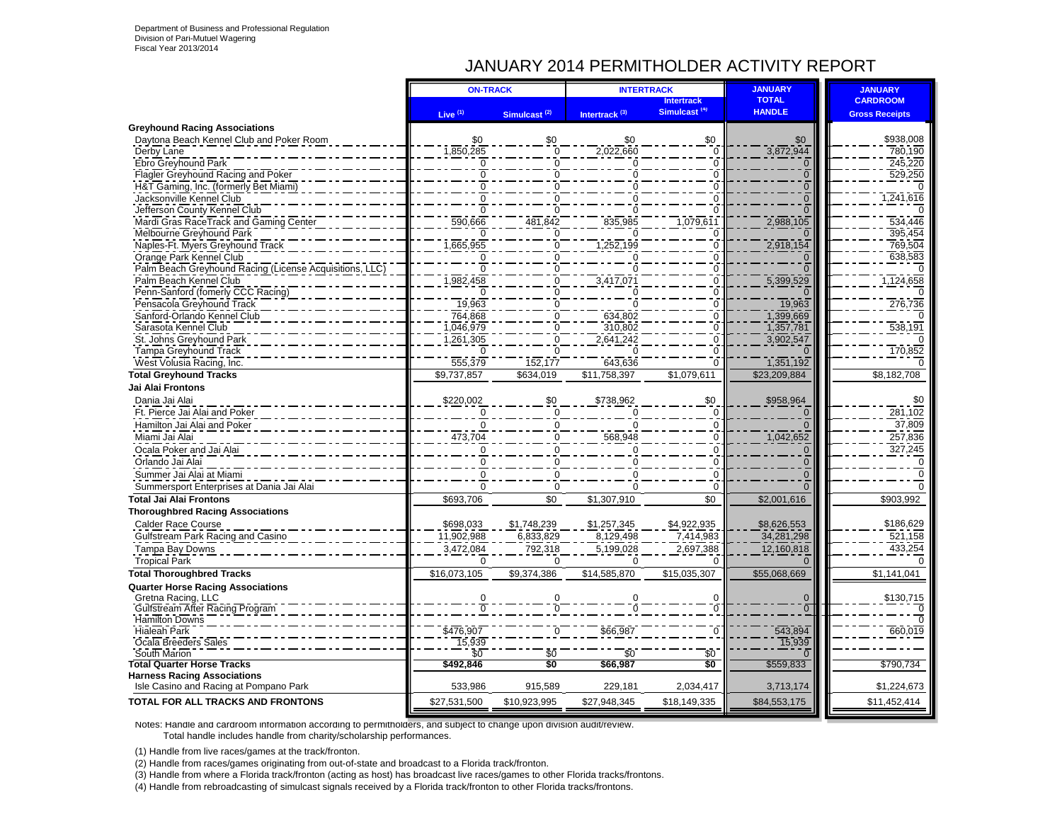Department of Business and Professional Regulation
Division of Pari-Mutuel Wagering
Fiscal Year 2013/2014

# JANUARY 2014 PERMITHOLDER ACTIVITY REPORT

| | ON-TRACK | | INTERTRACK | | JANUARY TOTAL HANDLE | JANUARY CARDROOM Gross Receipts |
|---|---|---|---|---|---|---|
| | Live [1] | Simulcast [2] | Intertrack [3] | Intertrack Simulcast [4] | | |
| **Greyhound Racing Associations** | | | | | | |
| Daytona Beach Kennel Club and Poker Room | $0 | $0 | $0 | $0 | $0 | $938,008 |
| Derby Lane | 1,850,285 | 0 | 2,022,660 | 0 | 3,872,944 | 780,190 |
| Ebro Greyhound Park | 0 | 0 | 0 | 0 | 0 | 245,220 |
| Flagler Greyhound Racing and Poker | 0 | 0 | 0 | 0 | 0 | 529,250 |
| H&T Gaming, Inc. (formerly Bet Miami) | 0 | 0 | 0 | 0 | 0 | 0 |
| Jacksonville Kennel Club | 0 | 0 | 0 | 0 | 0 | 1,241,616 |
| Jefferson County Kennel Club | 0 | 0 | 0 | 0 | 0 | 0 |
| Mardi Gras RaceTrack and Gaming Center | 590,666 | 481,842 | 835,985 | 1,079,611 | 2,988,105 | 534,446 |
| Melbourne Greyhound Park | 0 | 0 | 0 | 0 | 0 | 395,454 |
| Naples-Ft. Myers Greyhound Track | 1,665,955 | 0 | 1,252,199 | 0 | 2,918,154 | 769,504 |
| Orange Park Kennel Club | 0 | 0 | 0 | 0 | 0 | 638,583 |
| Palm Beach Greyhound Racing (License Acquisitions, LLC) | 0 | 0 | 0 | 0 | 0 | 0 |
| Palm Beach Kennel Club | 1,982,458 | 0 | 3,417,071 | 0 | 5,399,529 | 1,124,658 |
| Penn-Sanford (fomerly CCC Racing) | 0 | 0 | 0 | 0 | 0 | 0 |
| Pensacola Greyhound Track | 19,963 | 0 | 0 | 0 | 19,963 | 276,736 |
| Sanford-Orlando Kennel Club | 764,868 | 0 | 634,802 | 0 | 1,399,669 | 0 |
| Sarasota Kennel Club | 1,046,979 | 0 | 310,802 | 0 | 1,357,781 | 538,191 |
| St. Johns Greyhound Park | 1,261,305 | 0 | 2,641,242 | 0 | 3,902,547 | 0 |
| Tampa Greyhound Track | 0 | 0 | 0 | 0 | 0 | 170,852 |
| West Volusia Racing, Inc. | 555,379 | 152,177 | 643,636 | 0 | 1,351,192 | 0 |
| **Total Greyhound Tracks** | $9,737,857 | $634,019 | $11,758,397 | $1,079,611 | $23,209,884 | $8,182,708 |
| **Jai Alai Frontons** | | | | | | |
| Dania Jai Alai | $220,002 | $0 | $738,962 | $0 | $958,964 | $0 |
| Ft. Pierce Jai Alai and Poker | 0 | 0 | 0 | 0 | 0 | 281,102 |
| Hamilton Jai Alai and Poker | 0 | 0 | 0 | 0 | 0 | 37,809 |
| Miami Jai Alai | 473,704 | 0 | 568,948 | 0 | 1,042,652 | 257,836 |
| Ocala Poker and Jai Alai | 0 | 0 | 0 | 0 | 0 | 327,245 |
| Orlando Jai Alai | 0 | 0 | 0 | 0 | 0 | 0 |
| Summer Jai Alai at Miami | 0 | 0 | 0 | 0 | 0 | 0 |
| Summersport Enterprises at Dania Jai Alai | 0 | 0 | 0 | 0 | 0 | 0 |
| **Total Jai Alai Frontons** | $693,706 | $0 | $1,307,910 | $0 | $2,001,616 | $903,992 |
| **Thoroughbred Racing Associations** | | | | | | |
| Calder Race Course | $698,033 | $1,748,239 | $1,257,345 | $4,922,935 | $8,626,553 | $186,629 |
| Gulfstream Park Racing and Casino | 11,902,988 | 6,833,829 | 8,129,498 | 7,414,983 | 34,281,298 | 521,158 |
| Tampa Bay Downs | 3,472,084 | 792,318 | 5,199,028 | 2,697,388 | 12,160,818 | 433,254 |
| Tropical Park | 0 | 0 | 0 | 0 | 0 | 0 |
| **Total Thoroughbred Tracks** | $16,073,105 | $9,374,386 | $14,585,870 | $15,035,307 | $55,068,669 | $1,141,041 |
| **Quarter Horse Racing Associations** | | | | | | |
| Gretna Racing, LLC | 0 | 0 | 0 | 0 | 0 | $130,715 |
| Gulfstream After Racing Program | 0 | 0 | 0 | 0 | 0 | 0 |
| Hamilton Downs | | | | | | 0 |
| Hialeah Park | $476,907 | 0 | $66,987 | 0 | 543,894 | 660,019 |
| Ocala Breeders Sales | 15,939 | | | | 15,939 | |
| South Marion | $0 | $0 | $0 | $0 | 0 | |
| **Total Quarter Horse Tracks** | **$492,846** | **$0** | **$66,987** | **$0** | $559,833 | $790,734 |
| **Harness Racing Associations** | | | | | | |
| Isle Casino and Racing at Pompano Park | 533,986 | 915,589 | 229,181 | 2,034,417 | 3,713,174 | $1,224,673 |
| **TOTAL FOR ALL TRACKS AND FRONTONS** | $27,531,500 | $10,923,995 | $27,948,345 | $18,149,335 | $84,553,175 | $11,452,414 |

Notes: Handle and cardroom information according to permitholders, and subject to change upon division audit/review.
Total handle includes handle from charity/scholarship performances.

(1) Handle from live races/games at the track/fronton.

(2) Handle from races/games originating from out-of-state and broadcast to a Florida track/fronton.

(3) Handle from where a Florida track/fronton (acting as host) has broadcast live races/games to other Florida tracks/frontons.

(4) Handle from rebroadcasting of simulcast signals received by a Florida track/fronton to other Florida tracks/frontons.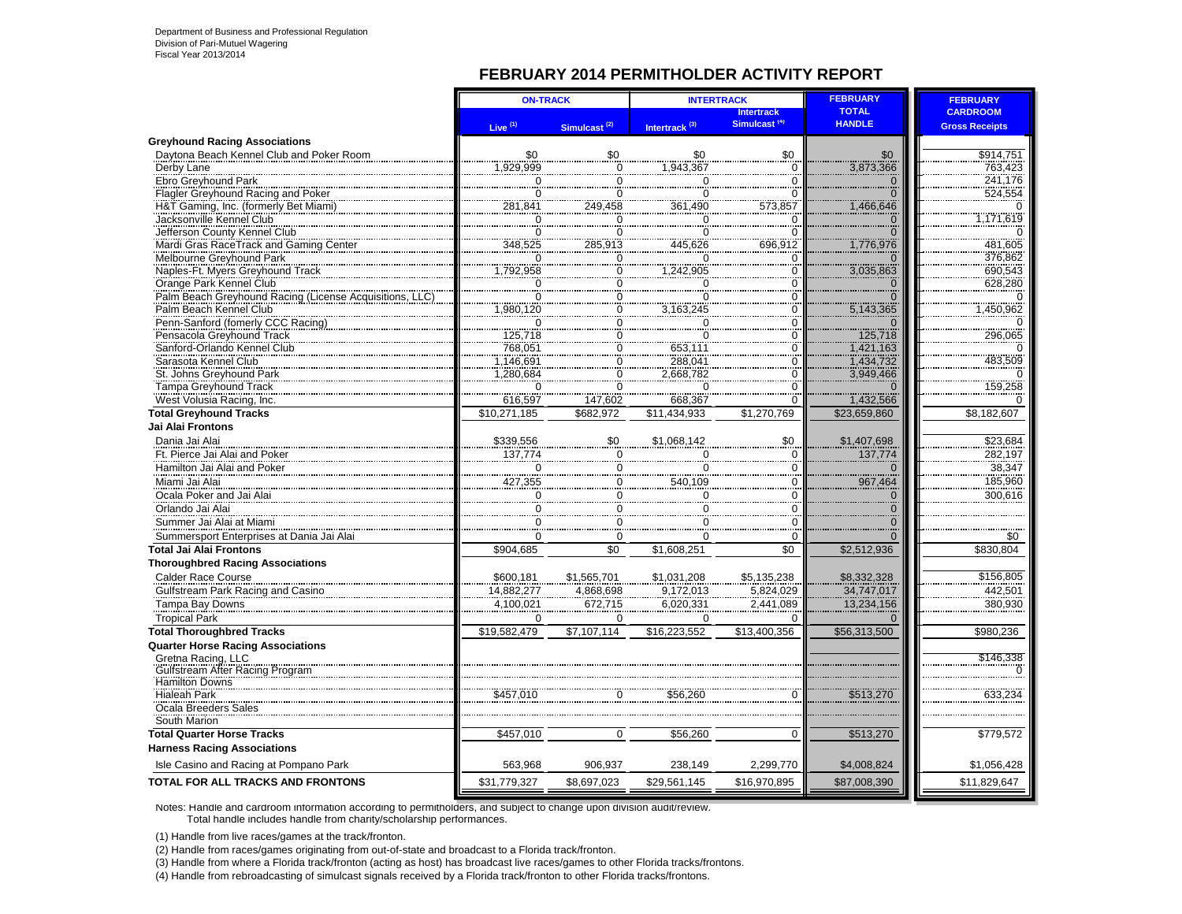Department of Business and Professional Regulation
Division of Pari-Mutuel Wagering
Fiscal Year 2013/2014

## FEBRUARY 2014 PERMITHOLDER ACTIVITY REPORT

| | ON-TRACK | | INTERTRACK | | FEBRUARY TOTAL HANDLE | FEBRUARY CARDROOM Gross Receipts |
|---|---|---|---|---|---|---|
| | Live (1) | Simulcast (2) | Intertrack (3) | Intertrack Simulcast (4) | | |
| **Greyhound Racing Associations** | | | | | | |
| Daytona Beach Kennel Club and Poker Room | $0 | $0 | $0 | $0 | $0 | $914,751 |
| Derby Lane | 1,929,999 | 0 | 1,943,367 | 0 | 3,873,366 | 763,423 |
| Ebro Greyhound Park | 0 | 0 | 0 | 0 | 0 | 241,176 |
| Flagler Greyhound Racing and Poker | 0 | 0 | 0 | 0 | 0 | 524,554 |
| H&T Gaming, Inc. (formerly Bet Miami) | 281,841 | 249,458 | 361,490 | 573,857 | 1,466,646 | 0 |
| Jacksonville Kennel Club | 0 | 0 | 0 | 0 | 0 | 1,171,619 |
| Jefferson County Kennel Club | 0 | 0 | 0 | 0 | 0 | 0 |
| Mardi Gras RaceTrack and Gaming Center | 348,525 | 285,913 | 445,626 | 696,912 | 1,776,976 | 481,605 |
| Melbourne Greyhound Park | 0 | 0 | 0 | 0 | 0 | 376,862 |
| Naples-Ft. Myers Greyhound Track | 1,792,958 | 0 | 1,242,905 | 0 | 3,035,863 | 690,543 |
| Orange Park Kennel Club | 0 | 0 | 0 | 0 | 0 | 628,280 |
| Palm Beach Greyhound Racing (License Acquisitions, LLC) | 0 | 0 | 0 | 0 | 0 | 0 |
| Palm Beach Kennel Club | 1,980,120 | 0 | 3,163,245 | 0 | 5,143,365 | 1,450,962 |
| Penn-Sanford (fomerly CCC Racing) | 0 | 0 | 0 | 0 | 0 | 0 |
| Pensacola Greyhound Track | 125,718 | 0 | 0 | 0 | 125,718 | 296,065 |
| Sanford-Orlando Kennel Club | 768,051 | 0 | 653,111 | 0 | 1,421,163 | 0 |
| Sarasota Kennel Club | 1,146,691 | 0 | 288,041 | 0 | 1,434,732 | 483,509 |
| St. Johns Greyhound Park | 1,280,684 | 0 | 2,668,782 | 0 | 3,949,466 | 0 |
| Tampa Greyhound Track | 0 | 0 | 0 | 0 | 0 | 159,258 |
| West Volusia Racing, Inc. | 616,597 | 147,602 | 668,367 | 0 | 1,432,566 | 0 |
| **Total Greyhound Tracks** | $10,271,185 | $682,972 | $11,434,933 | $1,270,769 | $23,659,860 | $8,182,607 |
| **Jai Alai Frontons** | | | | | | |
| Dania Jai Alai | $339,556 | $0 | $1,068,142 | $0 | $1,407,698 | $23,684 |
| Ft. Pierce Jai Alai and Poker | 137,774 | 0 | 0 | 0 | 137,774 | 282,197 |
| Hamilton Jai Alai and Poker | 0 | 0 | 0 | 0 | 0 | 38,347 |
| Miami Jai Alai | 427,355 | 0 | 540,109 | 0 | 967,464 | 185,960 |
| Ocala Poker and Jai Alai | 0 | 0 | 0 | 0 | 0 | 300,616 |
| Orlando Jai Alai | 0 | 0 | 0 | 0 | 0 | |
| Summer Jai Alai at Miami | 0 | 0 | 0 | 0 | 0 | |
| Summersport Enterprises at Dania Jai Alai | 0 | 0 | 0 | 0 | 0 | $0 |
| **Total Jai Alai Frontons** | $904,685 | $0 | $1,608,251 | $0 | $2,512,936 | $830,804 |
| **Thoroughbred Racing Associations** | | | | | | |
| Calder Race Course | $600,181 | $1,565,701 | $1,031,208 | $5,135,238 | $8,332,328 | $156,805 |
| Gulfstream Park Racing and Casino | 14,882,277 | 4,868,698 | 9,172,013 | 5,824,029 | 34,747,017 | 442,501 |
| Tampa Bay Downs | 4,100,021 | 672,715 | 6,020,331 | 2,441,089 | 13,234,156 | 380,930 |
| Tropical Park | 0 | 0 | 0 | 0 | 0 | |
| **Total Thoroughbred Tracks** | $19,582,479 | $7,107,114 | $16,223,552 | $13,400,356 | $56,313,500 | $980,236 |
| **Quarter Horse Racing Associations** | | | | | | |
| Gretna Racing, LLC | | | | | | $146,338 |
| Gulfstream After Racing Program | | | | | | 0 |
| Hamilton Downs | | | | | | |
| Hialeah Park | $457,010 | 0 | $56,260 | 0 | $513,270 | 633,234 |
| Ocala Breeders Sales | | | | | | |
| South Marion | | | | | | |
| **Total Quarter Horse Tracks** | $457,010 | 0 | $56,260 | 0 | $513,270 | $779,572 |
| **Harness Racing Associations** | | | | | | |
| Isle Casino and Racing at Pompano Park | 563,968 | 906,937 | 238,149 | 2,299,770 | $4,008,824 | $1,056,428 |
| **TOTAL FOR ALL TRACKS AND FRONTONS** | $31,779,327 | $8,697,023 | $29,561,145 | $16,970,895 | $87,008,390 | $11,829,647 |

Notes: Handle and cardroom information according to permitholders, and subject to change upon division audit/review.
Total handle includes handle from charity/scholarship performances.

(1) Handle from live races/games at the track/fronton.

(2) Handle from races/games originating from out-of-state and broadcast to a Florida track/fronton.

(3) Handle from where a Florida track/fronton (acting as host) has broadcast live races/games to other Florida tracks/frontons.

(4) Handle from rebroadcasting of simulcast signals received by a Florida track/fronton to other Florida tracks/frontons.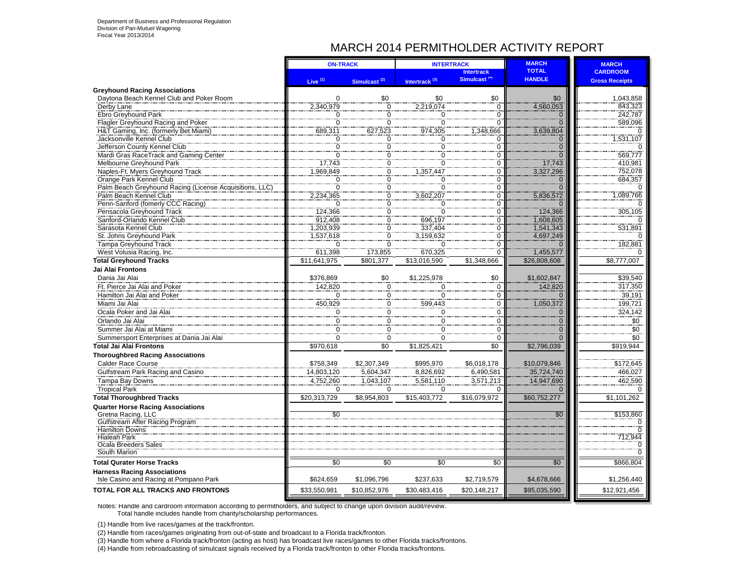Department of Business and Professional Regulation
Division of Pari-Mutuel Wagering
Fiscal Year 2013/2014

# MARCH 2014 PERMITHOLDER ACTIVITY REPORT

| | ON-TRACK | | INTERTRACK | | MARCH TOTAL HANDLE | MARCH CARDROOM Gross Receipts |
|---|---|---|---|---|---|---|
| | Live [1] | Simulcast [2] | Intertrack [3] | Intertrack Simulcast [4] | | |
| **Greyhound Racing Associations** | | | | | | |
| Daytona Beach Kennel Club and Poker Room | 0 | $0 | $0 | $0 | $0 | 1,043,858 |
| Derby Lane | 2,340,979 | 0 | 2,219,074 | 0 | 4,560,053 | 843,323 |
| Ebro Greyhound Park | 0 | 0 | 0 | 0 | 0 | 242,787 |
| Flagler Greyhound Racing and Poker | 0 | 0 | 0 | 0 | 0 | 589,096 |
| H&T Gaming, Inc. (formerly Bet Miami) | 689,311 | 627,523 | 974,305 | 1,348,666 | 3,639,804 | 0 |
| Jacksonville Kennel Club | 0 | 0 | 0 | 0 | 0 | 1,531,107 |
| Jefferson County Kennel Club | 0 | 0 | 0 | 0 | 0 | 0 |
| Mardi Gras RaceTrack and Gaming Center | 0 | 0 | 0 | 0 | 0 | 569,777 |
| Melbourne Greyhound Park | 17,743 | 0 | 0 | 0 | 17,743 | 410,981 |
| Naples-Ft. Myers Greyhound Track | 1,969,849 | 0 | 1,357,447 | 0 | 3,327,296 | 752,078 |
| Orange Park Kennel Club | 0 | 0 | 0 | 0 | 0 | 684,357 |
| Palm Beach Greyhound Racing (License Acquisitions, LLC) | 0 | 0 | 0 | 0 | 0 | 0 |
| Palm Beach Kennel Club | 2,234,365 | 0 | 3,602,207 | 0 | 5,836,572 | 1,089,766 |
| Penn-Sanford (fomerly CCC Racing) | 0 | 0 | 0 | 0 | 0 | 0 |
| Pensacola Greyhound Track | 124,366 | 0 | 0 | 0 | 124,366 | 305,105 |
| Sanford-Orlando Kennel Club | 912,408 | 0 | 696,197 | 0 | 1,608,605 | 0 |
| Sarasota Kennel Club | 1,203,939 | 0 | 337,404 | 0 | 1,541,343 | 531,891 |
| St. Johns Greyhound Park | 1,537,618 | 0 | 3,159,632 | 0 | 4,697,249 | 0 |
| Tampa Greyhound Track | 0 | 0 | 0 | 0 | 0 | 182,881 |
| West Volusia Racing, Inc. | 611,398 | 173,855 | 670,325 | 0 | 1,455,577 | 0 |
| **Total Greyhound Tracks** | $11,641,975 | $801,377 | $13,016,590 | $1,348,666 | $26,808,608 | $8,777,007 |
| **Jai Alai Frontons** | | | | | | |
| Dania Jai Alai | $376,869 | $0 | $1,225,978 | $0 | $1,602,847 | $39,540 |
| Ft. Pierce Jai Alai and Poker | 142,820 | 0 | 0 | 0 | 142,820 | 317,350 |
| Hamilton Jai Alai and Poker | 0 | 0 | 0 | 0 | 0 | 39,191 |
| Miami Jai Alai | 450,929 | 0 | 599,443 | 0 | 1,050,372 | 199,721 |
| Ocala Poker and Jai Alai | 0 | 0 | 0 | 0 | 0 | 324,142 |
| Orlando Jai Alai | 0 | 0 | 0 | 0 | 0 | $0 |
| Summer Jai Alai at Miami | 0 | 0 | 0 | 0 | 0 | $0 |
| Summersport Enterprises at Dania Jai Alai | 0 | 0 | 0 | 0 | 0 | $0 |
| **Total Jai Alai Frontons** | $970,618 | $0 | $1,825,421 | $0 | $2,796,039 | $919,944 |
| **Thoroughbred Racing Associations** | | | | | | |
| Calder Race Course | $758,349 | $2,307,349 | $995,970 | $6,018,178 | $10,079,846 | $172,645 |
| Gulfstream Park Racing and Casino | 14,803,120 | 5,604,347 | 8,826,692 | 6,490,581 | 35,724,740 | 466,027 |
| Tampa Bay Downs | 4,752,260 | 1,043,107 | 5,581,110 | 3,571,213 | 14,947,690 | 462,590 |
| Tropical Park | 0 | 0 | 0 | 0 | 0 | 0 |
| **Total Thoroughbred Tracks** | $20,313,729 | $8,954,803 | $15,403,772 | $16,079,972 | $60,752,277 | $1,101,262 |
| **Quarter Horse Racing Associations** | | | | | | |
| Gretna Racing, LLC | $0 | | | | $0 | $153,860 |
| Gulfstream After Racing Program | | | | | | 0 |
| Hamilton Downs | | | | | | 0 |
| Hialeah Park | | | | | | 712,944 |
| Ocala Breeders Sales | | | | | | 0 |
| South Marion | | | | | | 0 |
| **Total Qurater Horse Tracks** | $0 | $0 | $0 | $0 | $0 | $866,804 |
| **Harness Racing Associations** | | | | | | |
| Isle Casino and Racing at Pompano Park | $624,659 | $1,096,796 | $237,633 | $2,719,579 | $4,678,666 | $1,256,440 |
| **TOTAL FOR ALL TRACKS AND FRONTONS** | $33,550,981 | $10,852,976 | $30,483,416 | $20,148,217 | $95,035,590 | $12,921,456 |

Notes: Handle and cardroom information according to permitholders, and subject to change upon division audit/review.
Total handle includes handle from charity/scholarship performances.

(1) Handle from live races/games at the track/fronton.

(2) Handle from races/games originating from out-of-state and broadcast to a Florida track/fronton.

(3) Handle from where a Florida track/fronton (acting as host) has broadcast live races/games to other Florida tracks/frontons.

(4) Handle from rebroadcasting of simulcast signals received by a Florida track/fronton to other Florida tracks/frontons.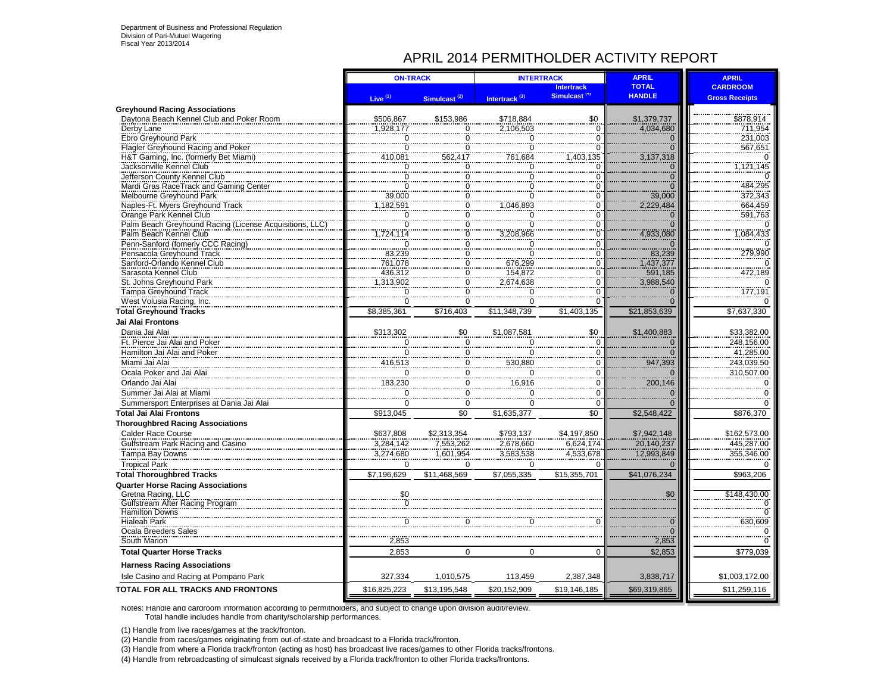Department of Business and Professional Regulation
Division of Pari-Mutuel Wagering
Fiscal Year 2013/2014

# APRIL 2014 PERMITHOLDER ACTIVITY REPORT

| | ON-TRACK | | INTERTRACK | | APRIL | APRIL |
|---|---|---|---|---|---|---|
| | Live (1) | Simulcast (2) | Intertrack (3) | Intertrack Simulcast (4) | TOTAL HANDLE | CARDROOM Gross Receipts |
| **Greyhound Racing Associations** | | | | | | |
| Daytona Beach Kennel Club and Poker Room | $506,867 | $153,986 | $718,884 | $0 | $1,379,737 | $878,914 |
| Derby Lane | 1,928,177 | 0 | 2,106,503 | 0 | 4,034,680 | 711,954 |
| Ebro Greyhound Park | 0 | 0 | 0 | 0 | 0 | 231,003 |
| Flagler Greyhound Racing and Poker | 0 | 0 | 0 | 0 | 0 | 567,651 |
| H&T Gaming, Inc. (formerly Bet Miami) | 410,081 | 562,417 | 761,684 | 1,403,135 | 3,137,318 | 0 |
| Jacksonville Kennel Club | 0 | 0 | 0 | 0 | 0 | 1,121,145 |
| Jefferson County Kennel Club | 0 | 0 | 0 | 0 | 0 | 0 |
| Mardi Gras RaceTrack and Gaming Center | 0 | 0 | 0 | 0 | 0 | 484,295 |
| Melbourne Greyhound Park | 39,000 | 0 | 0 | 0 | 39,000 | 372,343 |
| Naples-Ft. Myers Greyhound Track | 1,182,591 | 0 | 1,046,893 | 0 | 2,229,484 | 664,459 |
| Orange Park Kennel Club | 0 | 0 | 0 | 0 | 0 | 591,763 |
| Palm Beach Greyhound Racing (License Acquisitions, LLC) | 0 | 0 | 0 | 0 | 0 | 0 |
| Palm Beach Kennel Club | 1,724,114 | 0 | 3,208,966 | 0 | 4,933,080 | 1,084,433 |
| Penn-Sanford (fomerly CCC Racing) | 0 | 0 | 0 | 0 | 0 | 0 |
| Pensacola Greyhound Track | 83,239 | 0 | 0 | 0 | 83,239 | 279,990 |
| Sanford-Orlando Kennel Club | 761,078 | 0 | 676,299 | 0 | 1,437,377 | 0 |
| Sarasota Kennel Club | 436,312 | 0 | 154,872 | 0 | 591,185 | 472,189 |
| St. Johns Greyhound Park | 1,313,902 | 0 | 2,674,638 | 0 | 3,988,540 | 0 |
| Tampa Greyhound Track | 0 | 0 | 0 | 0 | 0 | 177,191 |
| West Volusia Racing, Inc. | 0 | 0 | 0 | 0 | 0 | 0 |
| **Total Greyhound Tracks** | $8,385,361 | $716,403 | $11,348,739 | $1,403,135 | $21,853,639 | $7,637,330 |
| **Jai Alai Frontons** | | | | | | |
| Dania Jai Alai | $313,302 | $0 | $1,087,581 | $0 | $1,400,883 | $33,382.00 |
| Ft. Pierce Jai Alai and Poker | 0 | 0 | 0 | 0 | 0 | 248,156.00 |
| Hamilton Jai Alai and Poker | 0 | 0 | 0 | 0 | 0 | 41,285.00 |
| Miami Jai Alai | 416,513 | 0 | 530,880 | 0 | 947,393 | 243,039.50 |
| Ocala Poker and Jai Alai | 0 | 0 | 0 | 0 | 0 | 310,507.00 |
| Orlando Jai Alai | 183,230 | 0 | 16,916 | 0 | 200,146 | 0 |
| Summer Jai Alai at Miami | 0 | 0 | 0 | 0 | 0 | 0 |
| Summersport Enterprises at Dania Jai Alai | 0 | 0 | 0 | 0 | 0 | 0 |
| **Total Jai Alai Frontons** | $913,045 | $0 | $1,635,377 | $0 | $2,548,422 | $876,370 |
| **Thoroughbred Racing Associations** | | | | | | |
| Calder Race Course | $637,808 | $2,313,354 | $793,137 | $4,197,850 | $7,942,148 | $162,573.00 |
| Gulfstream Park Racing and Casino | 3,284,142 | 7,553,262 | 2,678,660 | 6,624,174 | 20,140,237 | 445,287.00 |
| Tampa Bay Downs | 3,274,680 | 1,601,954 | 3,583,538 | 4,533,678 | 12,993,849 | 355,346.00 |
| Tropical Park | 0 | 0 | 0 | 0 | 0 | 0 |
| **Total Thoroughbred Tracks** | $7,196,629 | $11,468,569 | $7,055,335 | $15,355,701 | $41,076,234 | $963,206 |
| **Quarter Horse Racing Associations** | | | | | | |
| Gretna Racing, LLC | $0 | | | | $0 | $148,430.00 |
| Gulfstream After Racing Program | 0 | | | | | 0 |
| Hamilton Downs | | | | | | 0 |
| Hialeah Park | 0 | 0 | 0 | 0 | 0 | 630,609 |
| Ocala Breeders Sales | | | | | 0 | 0 |
| South Marion | 2,853 | | | | 2,853 | 0 |
| **Total Quarter Horse Tracks** | 2,853 | 0 | 0 | 0 | $2,853 | $779,039 |
| **Harness Racing Associations** | | | | | | |
| Isle Casino and Racing at Pompano Park | 327,334 | 1,010,575 | 113,459 | 2,387,348 | 3,838,717 | $1,003,172.00 |
| **TOTAL FOR ALL TRACKS AND FRONTONS** | $16,825,223 | $13,195,548 | $20,152,909 | $19,146,185 | $69,319,865 | $11,259,116 |

Notes: Handle and cardroom information according to permitholders, and subject to change upon division audit/review.
Total handle includes handle from charity/scholarship performances.

(1) Handle from live races/games at the track/fronton.

(2) Handle from races/games originating from out-of-state and broadcast to a Florida track/fronton.

(3) Handle from where a Florida track/fronton (acting as host) has broadcast live races/games to other Florida tracks/frontons.

(4) Handle from rebroadcasting of simulcast signals received by a Florida track/fronton to other Florida tracks/frontons.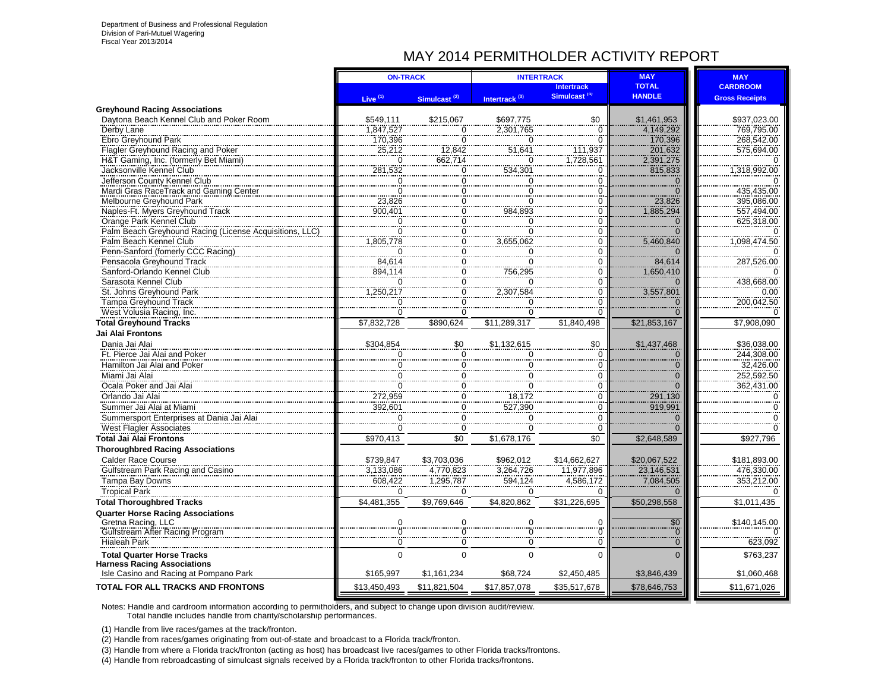Department of Business and Professional Regulation
Division of Pari-Mutuel Wagering
Fiscal Year 2013/2014

# MAY 2014 PERMITHOLDER ACTIVITY REPORT

| | ON-TRACK | | INTERTRACK | | MAY | MAY |
|---|---|---|---|---|---|---|
| | Live (1) | Simulcast (2) | Intertrack (3) | Intertrack Simulcast (4) | TOTAL HANDLE | CARDROOM Gross Receipts |
| **Greyhound Racing Associations** | | | | | | |
| Daytona Beach Kennel Club and Poker Room | $549,111 | $215,067 | $697,775 | $0 | $1,461,953 | $937,023.00 |
| Derby Lane | 1,847,527 | 0 | 2,301,765 | 0 | 4,149,292 | 769,795.00 |
| Ebro Greyhound Park | 170,396 | 0 | 0 | 0 | 170,396 | 268,542.00 |
| Flagler Greyhound Racing and Poker | 25,212 | 12,842 | 51,641 | 111,937 | 201,632 | 575,694.00 |
| H&T Gaming, Inc. (formerly Bet Miami) | 0 | 662,714 | 0 | 1,728,561 | 2,391,275 | 0 |
| Jacksonville Kennel Club | 281,532 | 0 | 534,301 | 0 | 815,833 | 1,318,992.00 |
| Jefferson County Kennel Club | 0 | 0 | 0 | 0 | 0 | 0 |
| Mardi Gras RaceTrack and Gaming Center | 0 | 0 | 0 | 0 | 0 | 435,435.00 |
| Melbourne Greyhound Park | 23,826 | 0 | 0 | 0 | 23,826 | 395,086.00 |
| Naples-Ft. Myers Greyhound Track | 900,401 | 0 | 984,893 | 0 | 1,885,294 | 557,494.00 |
| Orange Park Kennel Club | 0 | 0 | 0 | 0 | 0 | 625,318.00 |
| Palm Beach Greyhound Racing (License Acquisitions, LLC) | 0 | 0 | 0 | 0 | 0 | 0 |
| Palm Beach Kennel Club | 1,805,778 | 0 | 3,655,062 | 0 | 5,460,840 | 1,098,474.50 |
| Penn-Sanford (fomerly CCC Racing) | 0 | 0 | 0 | 0 | 0 | 0 |
| Pensacola Greyhound Track | 84,614 | 0 | 0 | 0 | 84,614 | 287,526.00 |
| Sanford-Orlando Kennel Club | 894,114 | 0 | 756,295 | 0 | 1,650,410 | 0 |
| Sarasota Kennel Club | 0 | 0 | 0 | 0 | 0 | 438,668.00 |
| St. Johns Greyhound Park | 1,250,217 | 0 | 2,307,584 | 0 | 3,557,801 | 0.00 |
| Tampa Greyhound Track | 0 | 0 | 0 | 0 | 0 | 200,042.50 |
| West Volusia Racing, Inc. | 0 | 0 | 0 | 0 | 0 | 0 |
| **Total Greyhound Tracks** | $7,832,728 | $890,624 | $11,289,317 | $1,840,498 | $21,853,167 | $7,908,090 |
| **Jai Alai Frontons** | | | | | | |
| Dania Jai Alai | $304,854 | $0 | $1,132,615 | $0 | $1,437,468 | $36,038.00 |
| Ft. Pierce Jai Alai and Poker | 0 | 0 | 0 | 0 | 0 | 244,308.00 |
| Hamilton Jai Alai and Poker | 0 | 0 | 0 | 0 | 0 | 32,426.00 |
| Miami Jai Alai | 0 | 0 | 0 | 0 | 0 | 252,592.50 |
| Ocala Poker and Jai Alai | 0 | 0 | 0 | 0 | 0 | 362,431.00 |
| Orlando Jai Alai | 272,959 | 0 | 18,172 | 0 | 291,130 | 0 |
| Summer Jai Alai at Miami | 392,601 | 0 | 527,390 | 0 | 919,991 | 0 |
| Summersport Enterprises at Dania Jai Alai | 0 | 0 | 0 | 0 | 0 | 0 |
| West Flagler Associates | 0 | 0 | 0 | 0 | 0 | 0 |
| **Total Jai Alai Frontons** | $970,413 | $0 | $1,678,176 | $0 | $2,648,589 | $927,796 |
| **Thoroughbred Racing Associations** | | | | | | |
| Calder Race Course | $739,847 | $3,703,036 | $962,012 | $14,662,627 | $20,067,522 | $181,893.00 |
| Gulfstream Park Racing and Casino | 3,133,086 | 4,770,823 | 3,264,726 | 11,977,896 | 23,146,531 | 476,330.00 |
| Tampa Bay Downs | 608,422 | 1,295,787 | 594,124 | 4,586,172 | 7,084,505 | 353,212.00 |
| Tropical Park | 0 | 0 | 0 | 0 | 0 | 0 |
| **Total Thoroughbred Tracks** | $4,481,355 | $9,769,646 | $4,820,862 | $31,226,695 | $50,298,558 | $1,011,435 |
| **Quarter Horse Racing Associations** | | | | | | |
| Gretna Racing, LLC | 0 | 0 | 0 | 0 | $0 | $140,145.00 |
| Gulfstream After Racing Program | 0 | 0 | 0 | 0 | 0 | 0 |
| Hialeah Park | 0 | 0 | 0 | 0 | 0 | 623,092 |
| **Total Quarter Horse Tracks** | 0 | 0 | 0 | 0 | 0 | $763,237 |
| **Harness Racing Associations** | | | | | | |
| Isle Casino and Racing at Pompano Park | $165,997 | $1,161,234 | $68,724 | $2,450,485 | $3,846,439 | $1,060,468 |
| **TOTAL FOR ALL TRACKS AND FRONTONS** | $13,450,493 | $11,821,504 | $17,857,078 | $35,517,678 | $78,646,753 | $11,671,026 |

Notes: Handle and cardroom information according to permitholders, and subject to change upon division audit/review.
Total handle includes handle from charity/scholarship performances.

(1) Handle from live races/games at the track/fronton.

(2) Handle from races/games originating from out-of-state and broadcast to a Florida track/fronton.

(3) Handle from where a Florida track/fronton (acting as host) has broadcast live races/games to other Florida tracks/frontons.

(4) Handle from rebroadcasting of simulcast signals received by a Florida track/fronton to other Florida tracks/frontons.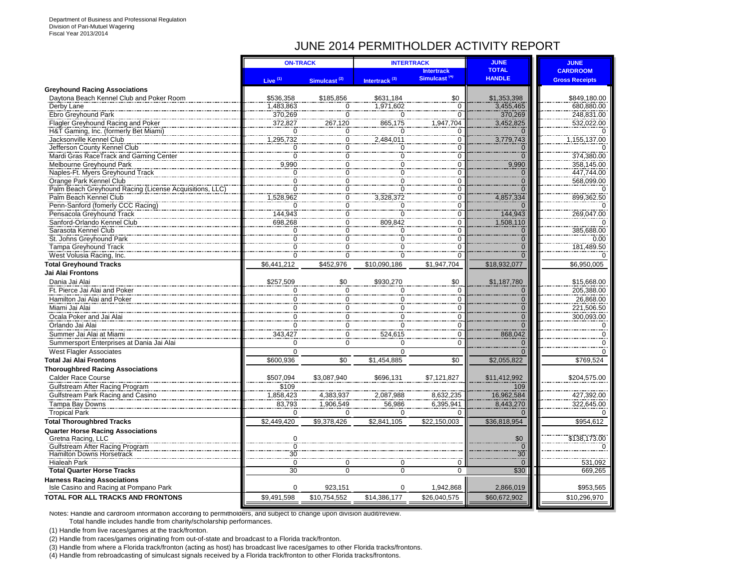Department of Business and Professional Regulation
Division of Pari-Mutuel Wagering
Fiscal Year 2013/2014

# JUNE 2014 PERMITHOLDER ACTIVITY REPORT

| | ON-TRACK | | INTERTRACK | | JUNE TOTAL HANDLE | JUNE CARDROOM Gross Receipts |
|---|---|---|---|---|---|---|
| | Live [(1)] | Simulcast [(2)] | Intertrack [(3)] | Intertrack Simulcast [(4)] | | |
| **Greyhound Racing Associations** | | | | | | |
| Daytona Beach Kennel Club and Poker Room | $536,358 | $185,856 | $631,184 | $0 | $1,353,398 | $849,180.00 |
| Derby Lane | 1,483,863 | 0 | 1,971,602 | 0 | 3,455,465 | 680,880.00 |
| Ebro Greyhound Park | 370,269 | 0 | 0 | 0 | 370,269 | 248,831.00 |
| Flagler Greyhound Racing and Poker | 372,827 | 267,120 | 865,175 | 1,947,704 | 3,452,825 | 532,022.00 |
| H&T Gaming, Inc. (formerly Bet Miami) | 0 | 0 | 0 | 0 | 0 | 0 |
| Jacksonville Kennel Club | 1,295,732 | 0 | 2,484,011 | 0 | 3,779,743 | 1,155,137.00 |
| Jefferson County Kennel Club | 0 | 0 | 0 | 0 | 0 | 0 |
| Mardi Gras RaceTrack and Gaming Center | 0 | 0 | 0 | 0 | 0 | 374,380.00 |
| Melbourne Greyhound Park | 9,990 | 0 | 0 | 0 | 9,990 | 358,145.00 |
| Naples-Ft. Myers Greyhound Track | 0 | 0 | 0 | 0 | 0 | 447,744.00 |
| Orange Park Kennel Club | 0 | 0 | 0 | 0 | 0 | 568,099.00 |
| Palm Beach Greyhound Racing (License Acquisitions, LLC) | 0 | 0 | 0 | 0 | 0 | 0 |
| Palm Beach Kennel Club | 1,528,962 | 0 | 3,328,372 | 0 | 4,857,334 | 899,362.50 |
| Penn-Sanford (fomerly CCC Racing) | 0 | 0 | 0 | 0 | 0 | 0 |
| Pensacola Greyhound Track | 144,943 | 0 | 0 | 0 | 144,943 | 269,047.00 |
| Sanford-Orlando Kennel Club | 698,268 | 0 | 809,842 | 0 | 1,508,110 | 0 |
| Sarasota Kennel Club | 0 | 0 | 0 | 0 | 0 | 385,688.00 |
| St. Johns Greyhound Park | 0 | 0 | 0 | 0 | 0 | 0.00 |
| Tampa Greyhound Track | 0 | 0 | 0 | 0 | 0 | 181,489.50 |
| West Volusia Racing, Inc. | 0 | 0 | 0 | 0 | 0 | 0 |
| **Total Greyhound Tracks** | $6,441,212 | $452,976 | $10,090,186 | $1,947,704 | $18,932,077 | $6,950,005 |
| **Jai Alai Frontons** | | | | | | |
| Dania Jai Alai | $257,509 | $0 | $930,270 | $0 | $1,187,780 | $15,668.00 |
| Ft. Pierce Jai Alai and Poker | 0 | 0 | 0 | 0 | 0 | 205,388.00 |
| Hamilton Jai Alai and Poker | 0 | 0 | 0 | 0 | 0 | 26,868.00 |
| Miami Jai Alai | 0 | 0 | 0 | 0 | 0 | 221,506.50 |
| Ocala Poker and Jai Alai | 0 | 0 | 0 | 0 | 0 | 300,093.00 |
| Orlando Jai Alai | 0 | 0 | 0 | 0 | 0 | 0 |
| Summer Jai Alai at Miami | 343,427 | 0 | 524,615 | 0 | 868,042 | 0 |
| Summersport Enterprises at Dania Jai Alai | 0 | 0 | 0 | 0 | 0 | 0 |
| West Flagler Associates | 0 | | 0 | | 0 | 0 |
| **Total Jai Alai Frontons** | $600,936 | $0 | $1,454,885 | $0 | $2,055,822 | $769,524 |
| **Thoroughbred Racing Associations** | | | | | | |
| Calder Race Course | $507,094 | $3,087,940 | $696,131 | $7,121,827 | $11,412,992 | $204,575.00 |
| Gulfstream After Racing Program | $109 | | | | 109 | |
| Gulfstream Park Racing and Casino | 1,858,423 | 4,383,937 | 2,087,988 | 8,632,235 | 16,962,584 | 427,392.00 |
| Tampa Bay Downs | 83,793 | 1,906,549 | 56,986 | 6,395,941 | 8,443,270 | 322,645.00 |
| Tropical Park | 0 | 0 | 0 | 0 | 0 | 0 |
| **Total Thoroughbred Tracks** | $2,449,420 | $9,378,426 | $2,841,105 | $22,150,003 | $36,818,954 | $954,612 |
| **Quarter Horse Racing Associations** | | | | | | |
| Gretna Racing, LLC | 0 | | | | $0 | $138,173.00 |
| Gulfstream After Racing Program | 0 | | | | 0 | 0 |
| Hamilton Downs Horsetrack | 30 | | | | 30 | |
| Hialeah Park | 0 | 0 | 0 | 0 | 0 | 531,092 |
| **Total Quarter Horse Tracks** | 30 | 0 | 0 | 0 | $30 | 669,265 |
| **Harness Racing Associations** | | | | | | |
| Isle Casino and Racing at Pompano Park | 0 | 923,151 | 0 | 1,942,868 | 2,866,019 | $953,565 |
| **TOTAL FOR ALL TRACKS AND FRONTONS** | $9,491,598 | $10,754,552 | $14,386,177 | $26,040,575 | $60,672,902 | $10,296,970 |

Notes: Handle and cardroom information according to permitholders, and subject to change upon division audit/review.
Total handle includes handle from charity/scholarship performances.

(1) Handle from live races/games at the track/fronton.

(2) Handle from races/games originating from out-of-state and broadcast to a Florida track/fronton.

(3) Handle from where a Florida track/fronton (acting as host) has broadcast live races/games to other Florida tracks/frontons.

(4) Handle from rebroadcasting of simulcast signals received by a Florida track/fronton to other Florida tracks/frontons.